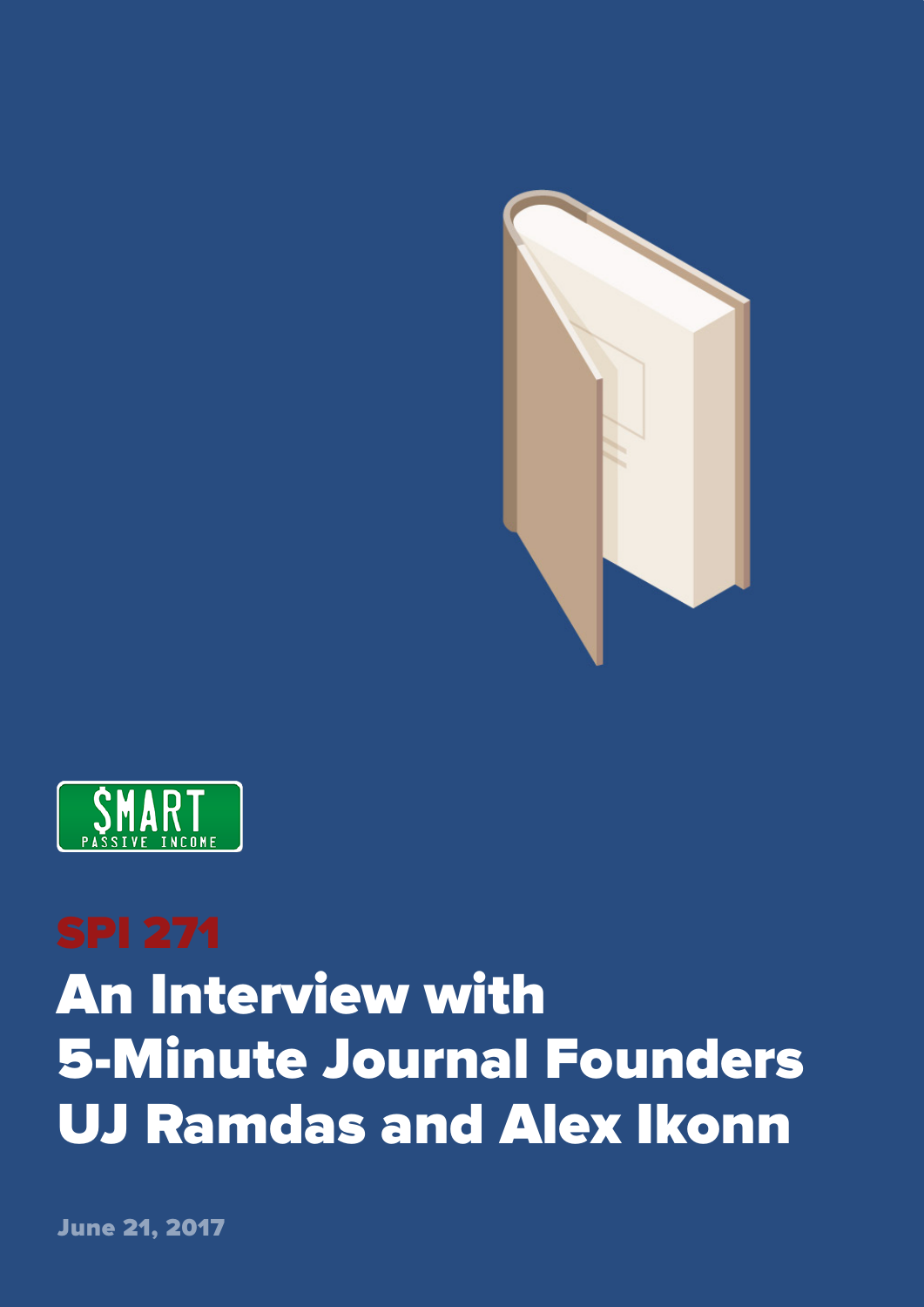SMART PASSIVE INCOME

SPI 271

# An Interview with 5-Minute Journal Founders UJ Ramdas and Alex Ikonn

June 21, 2017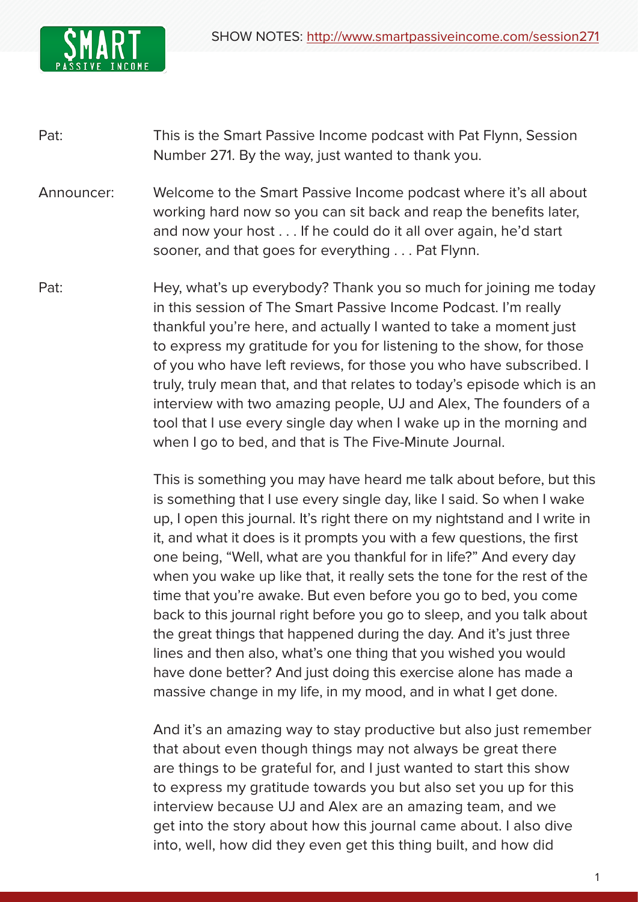Pat: This is the Smart Passive Income podcast with Pat Flynn, Session Number 271. By the way, just wanted to thank you.

Announcer: Welcome to the Smart Passive Income podcast where it's all about working hard now so you can sit back and reap the benefits later, and now your host . . . If he could do it all over again, he'd start sooner, and that goes for everything . . . Pat Flynn.

Pat: Hey, what's up everybody? Thank you so much for joining me today in this session of The Smart Passive Income Podcast. I'm really thankful you're here, and actually I wanted to take a moment just to express my gratitude for you for listening to the show, for those of you who have left reviews, for those you who have subscribed. I truly, truly mean that, and that relates to today's episode which is an interview with two amazing people, UJ and Alex, The founders of a tool that I use every single day when I wake up in the morning and when I go to bed, and that is The Five-Minute Journal.

This is something you may have heard me talk about before, but this is something that I use every single day, like I said. So when I wake up, I open this journal. It's right there on my nightstand and I write in it, and what it does is it prompts you with a few questions, the first one being, "Well, what are you thankful for in life?" And every day when you wake up like that, it really sets the tone for the rest of the time that you're awake. But even before you go to bed, you come back to this journal right before you go to sleep, and you talk about the great things that happened during the day. And it's just three lines and then also, what's one thing that you wished you would have done better? And just doing this exercise alone has made a massive change in my life, in my mood, and in what I get done.

And it's an amazing way to stay productive but also just remember that about even though things may not always be great there are things to be grateful for, and I just wanted to start this show to express my gratitude towards you but also set you up for this interview because UJ and Alex are an amazing team, and we get into the story about how this journal came about. I also dive into, well, how did they even get this thing built, and how did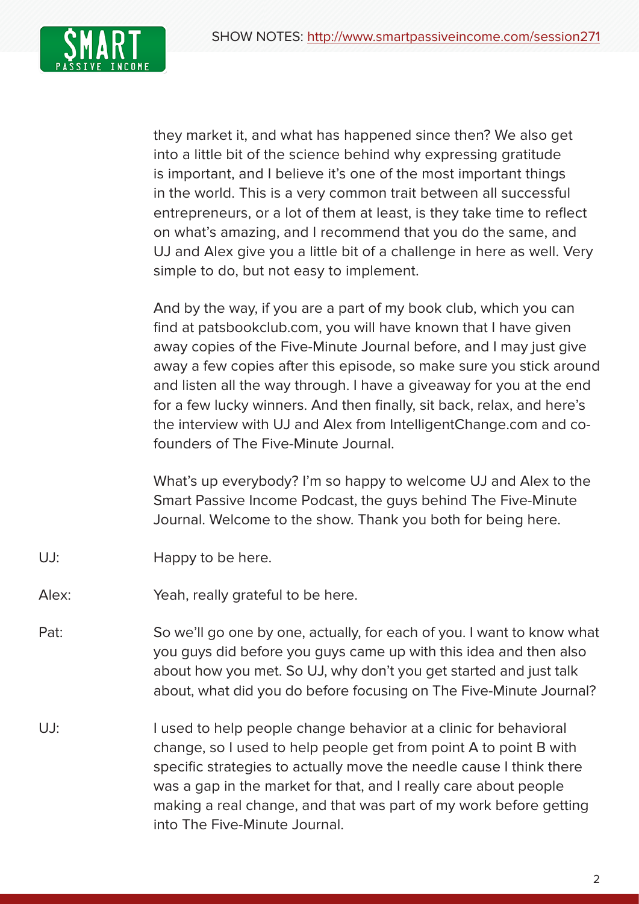they market it, and what has happened since then? We also get into a little bit of the science behind why expressing gratitude is important, and I believe it's one of the most important things in the world. This is a very common trait between all successful entrepreneurs, or a lot of them at least, is they take time to reflect on what's amazing, and I recommend that you do the same, and UJ and Alex give you a little bit of a challenge in here as well. Very simple to do, but not easy to implement.

And by the way, if you are a part of my book club, which you can find at patsbookclub.com, you will have known that I have given away copies of the Five-Minute Journal before, and I may just give away a few copies after this episode, so make sure you stick around and listen all the way through. I have a giveaway for you at the end for a few lucky winners. And then finally, sit back, relax, and here's the interview with UJ and Alex from IntelligentChange.com and co-founders of The Five-Minute Journal.

What's up everybody? I'm so happy to welcome UJ and Alex to the Smart Passive Income Podcast, the guys behind The Five-Minute Journal. Welcome to the show. Thank you both for being here.

UJ: Happy to be here.

Alex: Yeah, really grateful to be here.

Pat: So we'll go one by one, actually, for each of you. I want to know what you guys did before you guys came up with this idea and then also about how you met. So UJ, why don't you get started and just talk about, what did you do before focusing on The Five-Minute Journal?

UJ: I used to help people change behavior at a clinic for behavioral change, so I used to help people get from point A to point B with specific strategies to actually move the needle cause I think there was a gap in the market for that, and I really care about people making a real change, and that was part of my work before getting into The Five-Minute Journal.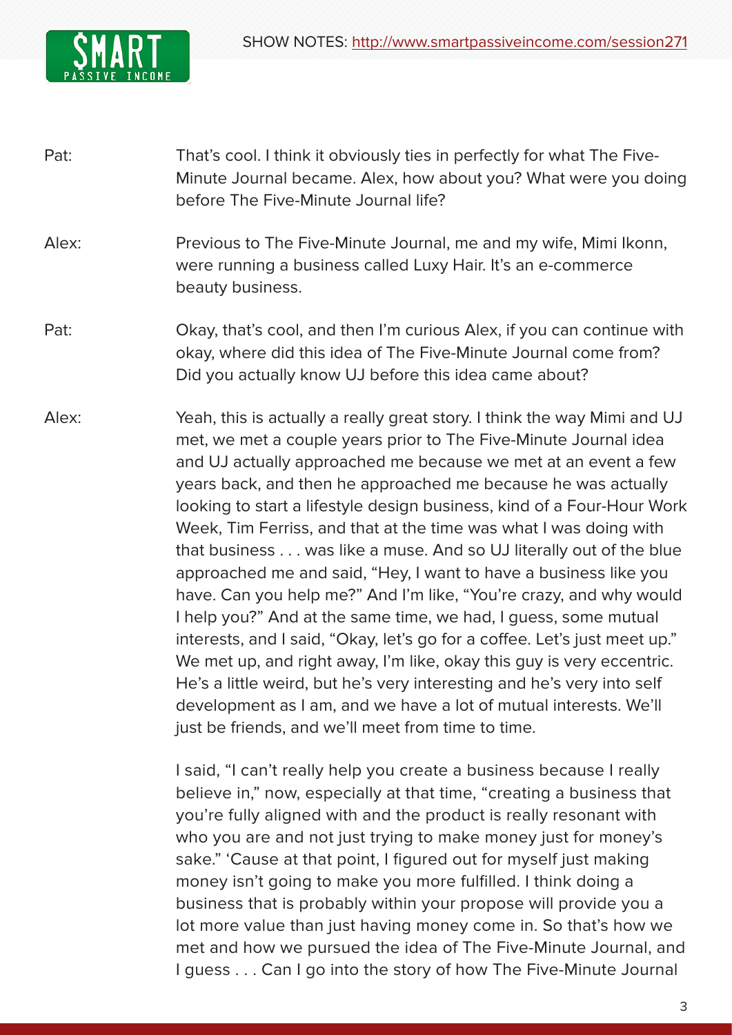Pat: That's cool. I think it obviously ties in perfectly for what The Five-Minute Journal became. Alex, how about you? What were you doing before The Five-Minute Journal life?

Alex: Previous to The Five-Minute Journal, me and my wife, Mimi Ikonn, were running a business called Luxy Hair. It's an e-commerce beauty business.

Pat: Okay, that's cool, and then I'm curious Alex, if you can continue with okay, where did this idea of The Five-Minute Journal come from? Did you actually know UJ before this idea came about?

Alex: Yeah, this is actually a really great story. I think the way Mimi and UJ met, we met a couple years prior to The Five-Minute Journal idea and UJ actually approached me because we met at an event a few years back, and then he approached me because he was actually looking to start a lifestyle design business, kind of a Four-Hour Work Week, Tim Ferriss, and that at the time was what I was doing with that business . . . was like a muse. And so UJ literally out of the blue approached me and said, "Hey, I want to have a business like you have. Can you help me?" And I'm like, "You're crazy, and why would I help you?" And at the same time, we had, I guess, some mutual interests, and I said, "Okay, let's go for a coffee. Let's just meet up." We met up, and right away, I'm like, okay this guy is very eccentric. He's a little weird, but he's very interesting and he's very into self development as I am, and we have a lot of mutual interests. We'll just be friends, and we'll meet from time to time.

I said, "I can't really help you create a business because I really believe in," now, especially at that time, "creating a business that you're fully aligned with and the product is really resonant with who you are and not just trying to make money just for money's sake." 'Cause at that point, I figured out for myself just making money isn't going to make you more fulfilled. I think doing a business that is probably within your propose will provide you a lot more value than just having money come in. So that's how we met and how we pursued the idea of The Five-Minute Journal, and I guess . . . Can I go into the story of how The Five-Minute Journal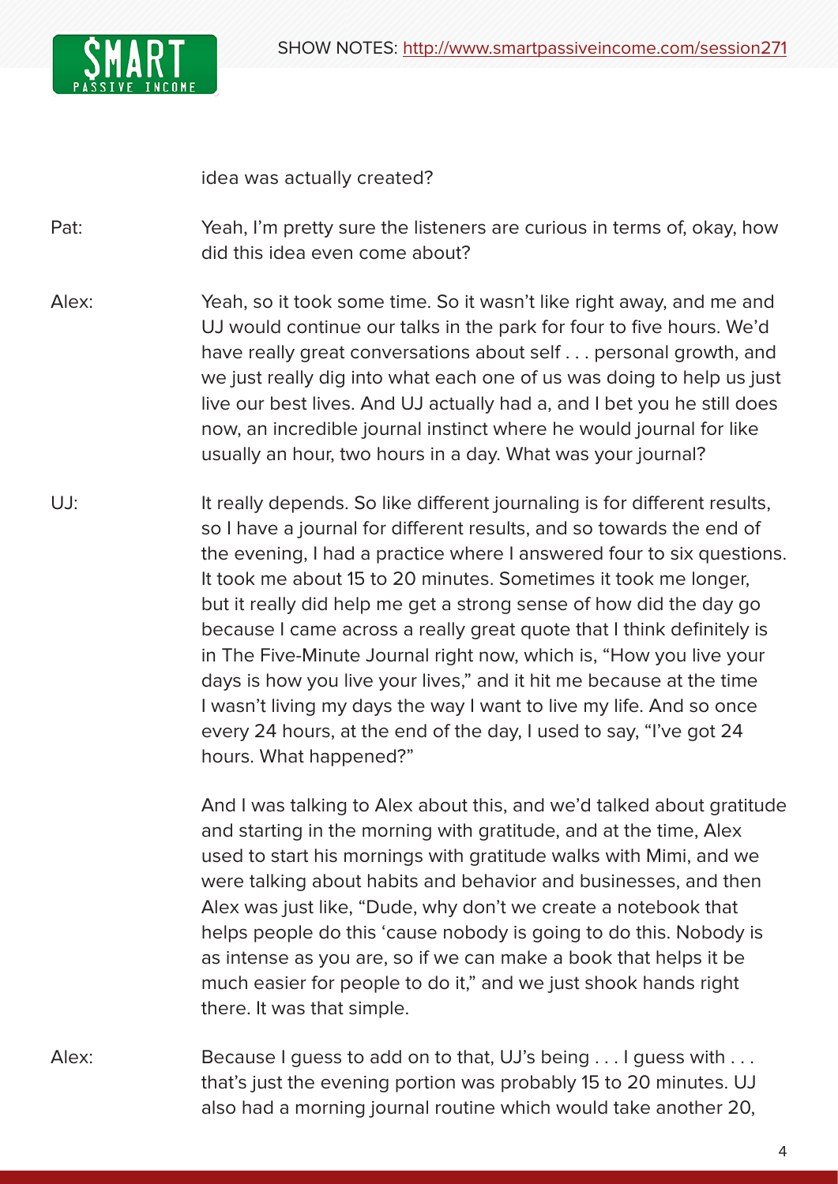idea was actually created?

Pat: Yeah, I'm pretty sure the listeners are curious in terms of, okay, how did this idea even come about?

Alex: Yeah, so it took some time. So it wasn't like right away, and me and UJ would continue our talks in the park for four to five hours. We'd have really great conversations about self . . . personal growth, and we just really dig into what each one of us was doing to help us just live our best lives. And UJ actually had a, and I bet you he still does now, an incredible journal instinct where he would journal for like usually an hour, two hours in a day. What was your journal?

UJ: It really depends. So like different journaling is for different results, so I have a journal for different results, and so towards the end of the evening, I had a practice where I answered four to six questions. It took me about 15 to 20 minutes. Sometimes it took me longer, but it really did help me get a strong sense of how did the day go because I came across a really great quote that I think definitely is in The Five-Minute Journal right now, which is, "How you live your days is how you live your lives," and it hit me because at the time I wasn't living my days the way I want to live my life. And so once every 24 hours, at the end of the day, I used to say, "I've got 24 hours. What happened?"

And I was talking to Alex about this, and we'd talked about gratitude and starting in the morning with gratitude, and at the time, Alex used to start his mornings with gratitude walks with Mimi, and we were talking about habits and behavior and businesses, and then Alex was just like, "Dude, why don't we create a notebook that helps people do this 'cause nobody is going to do this. Nobody is as intense as you are, so if we can make a book that helps it be much easier for people to do it," and we just shook hands right there. It was that simple.

Alex: Because I guess to add on to that, UJ's being . . . I guess with . . . that's just the evening portion was probably 15 to 20 minutes. UJ also had a morning journal routine which would take another 20,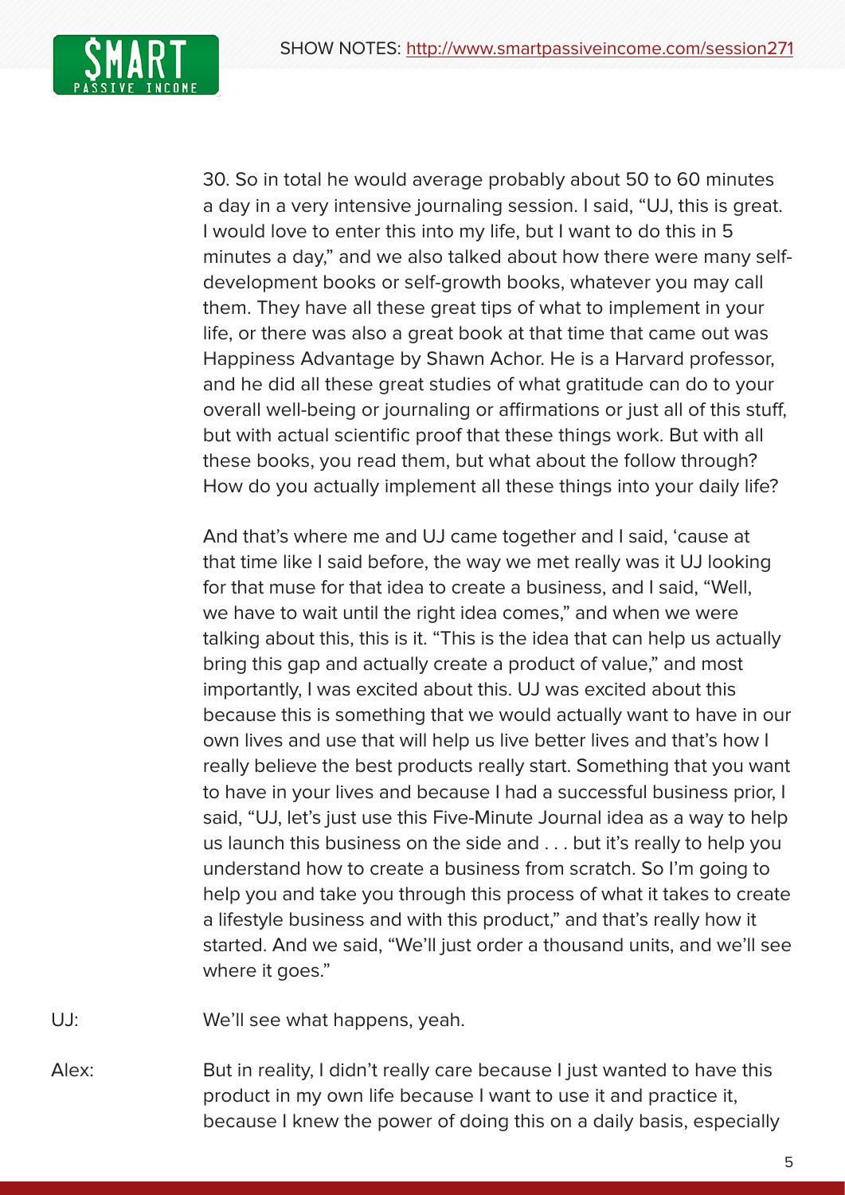30. So in total he would average probably about 50 to 60 minutes a day in a very intensive journaling session. I said, "UJ, this is great. I would love to enter this into my life, but I want to do this in 5 minutes a day," and we also talked about how there were many self-development books or self-growth books, whatever you may call them. They have all these great tips of what to implement in your life, or there was also a great book at that time that came out was Happiness Advantage by Shawn Achor. He is a Harvard professor, and he did all these great studies of what gratitude can do to your overall well-being or journaling or affirmations or just all of this stuff, but with actual scientific proof that these things work. But with all these books, you read them, but what about the follow through? How do you actually implement all these things into your daily life?

And that's where me and UJ came together and I said, 'cause at that time like I said before, the way we met really was it UJ looking for that muse for that idea to create a business, and I said, "Well, we have to wait until the right idea comes," and when we were talking about this, this is it. "This is the idea that can help us actually bring this gap and actually create a product of value," and most importantly, I was excited about this. UJ was excited about this because this is something that we would actually want to have in our own lives and use that will help us live better lives and that's how I really believe the best products really start. Something that you want to have in your lives and because I had a successful business prior, I said, "UJ, let's just use this Five-Minute Journal idea as a way to help us launch this business on the side and . . . but it's really to help you understand how to create a business from scratch. So I'm going to help you and take you through this process of what it takes to create a lifestyle business and with this product," and that's really how it started. And we said, "We'll just order a thousand units, and we'll see where it goes."

UJ: We'll see what happens, yeah.

Alex: But in reality, I didn't really care because I just wanted to have this product in my own life because I want to use it and practice it, because I knew the power of doing this on a daily basis, especially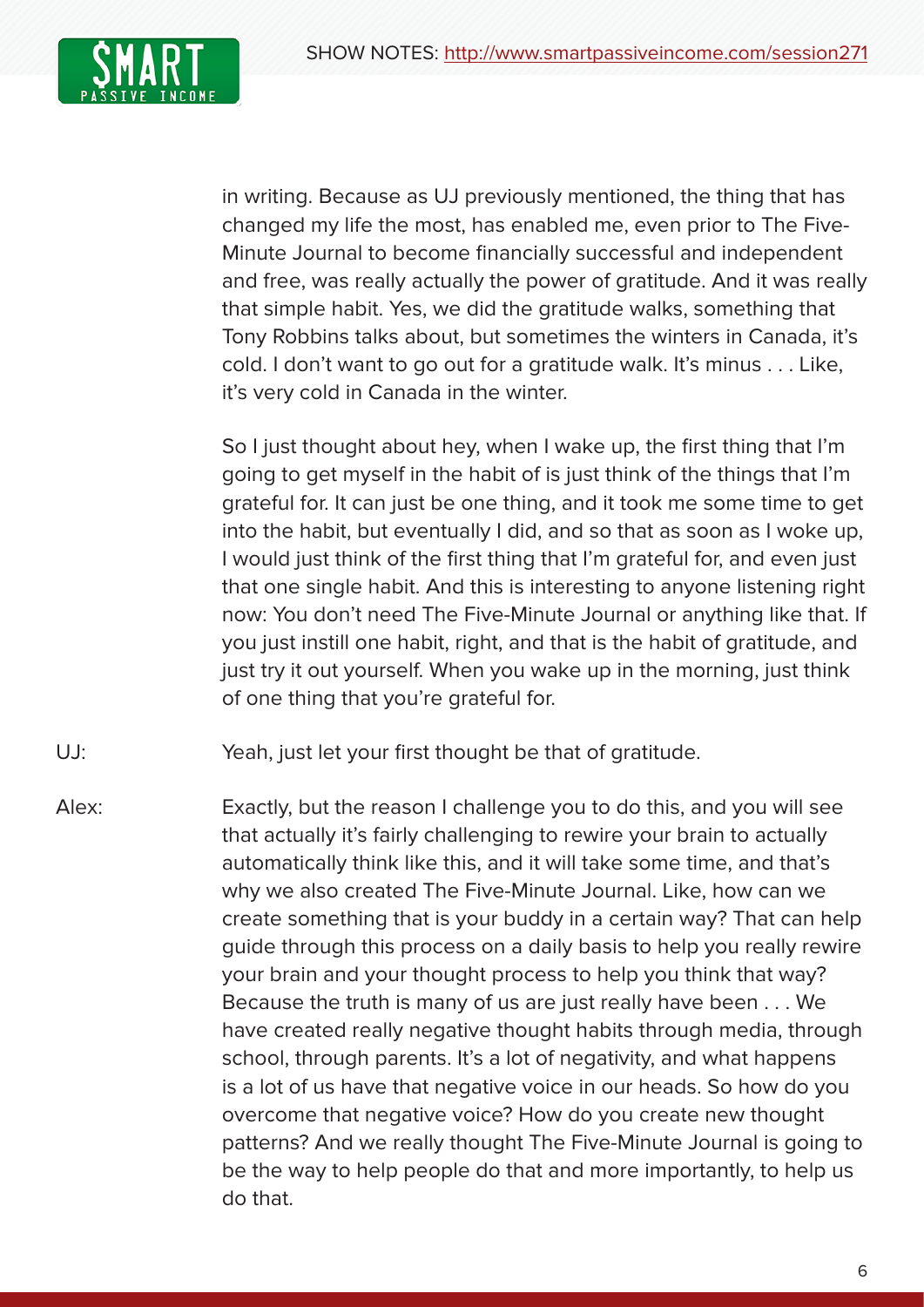in writing. Because as UJ previously mentioned, the thing that has changed my life the most, has enabled me, even prior to The Five-Minute Journal to become financially successful and independent and free, was really actually the power of gratitude. And it was really that simple habit. Yes, we did the gratitude walks, something that Tony Robbins talks about, but sometimes the winters in Canada, it's cold. I don't want to go out for a gratitude walk. It's minus . . . Like, it's very cold in Canada in the winter.

So I just thought about hey, when I wake up, the first thing that I'm going to get myself in the habit of is just think of the things that I'm grateful for. It can just be one thing, and it took me some time to get into the habit, but eventually I did, and so that as soon as I woke up, I would just think of the first thing that I'm grateful for, and even just that one single habit. And this is interesting to anyone listening right now: You don't need The Five-Minute Journal or anything like that. If you just instill one habit, right, and that is the habit of gratitude, and just try it out yourself. When you wake up in the morning, just think of one thing that you're grateful for.

UJ: Yeah, just let your first thought be that of gratitude.

Alex: Exactly, but the reason I challenge you to do this, and you will see that actually it's fairly challenging to rewire your brain to actually automatically think like this, and it will take some time, and that's why we also created The Five-Minute Journal. Like, how can we create something that is your buddy in a certain way? That can help guide through this process on a daily basis to help you really rewire your brain and your thought process to help you think that way? Because the truth is many of us are just really have been . . . We have created really negative thought habits through media, through school, through parents. It's a lot of negativity, and what happens is a lot of us have that negative voice in our heads. So how do you overcome that negative voice? How do you create new thought patterns? And we really thought The Five-Minute Journal is going to be the way to help people do that and more importantly, to help us do that.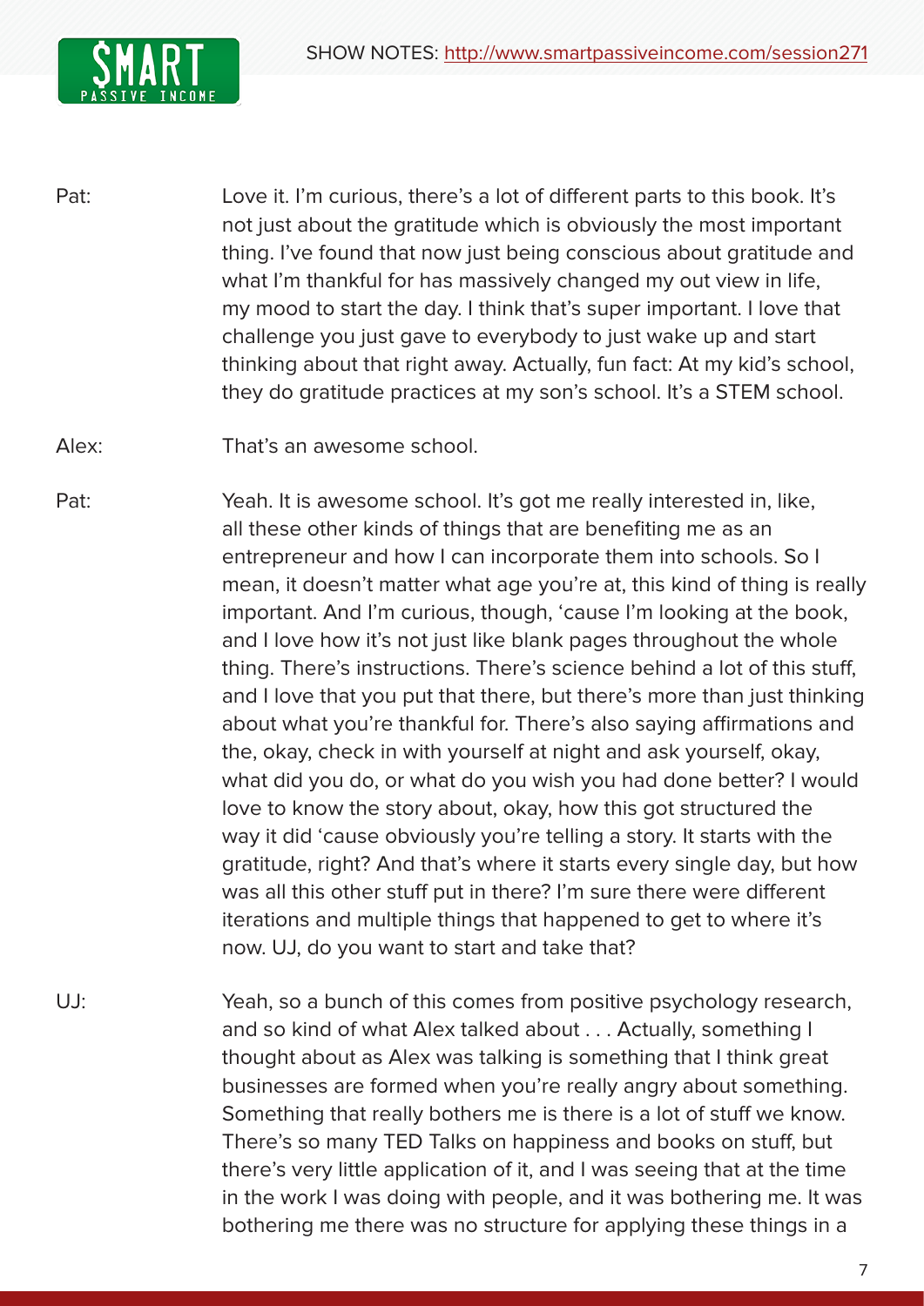Pat: Love it. I'm curious, there's a lot of different parts to this book. It's not just about the gratitude which is obviously the most important thing. I've found that now just being conscious about gratitude and what I'm thankful for has massively changed my out view in life, my mood to start the day. I think that's super important. I love that challenge you just gave to everybody to just wake up and start thinking about that right away. Actually, fun fact: At my kid's school, they do gratitude practices at my son's school. It's a STEM school.

Alex: That's an awesome school.

Pat: Yeah. It is awesome school. It's got me really interested in, like, all these other kinds of things that are benefiting me as an entrepreneur and how I can incorporate them into schools. So I mean, it doesn't matter what age you're at, this kind of thing is really important. And I'm curious, though, 'cause I'm looking at the book, and I love how it's not just like blank pages throughout the whole thing. There's instructions. There's science behind a lot of this stuff, and I love that you put that there, but there's more than just thinking about what you're thankful for. There's also saying affirmations and the, okay, check in with yourself at night and ask yourself, okay, what did you do, or what do you wish you had done better? I would love to know the story about, okay, how this got structured the way it did 'cause obviously you're telling a story. It starts with the gratitude, right? And that's where it starts every single day, but how was all this other stuff put in there? I'm sure there were different iterations and multiple things that happened to get to where it's now. UJ, do you want to start and take that?

UJ: Yeah, so a bunch of this comes from positive psychology research, and so kind of what Alex talked about . . . Actually, something I thought about as Alex was talking is something that I think great businesses are formed when you're really angry about something. Something that really bothers me is there is a lot of stuff we know. There's so many TED Talks on happiness and books on stuff, but there's very little application of it, and I was seeing that at the time in the work I was doing with people, and it was bothering me. It was bothering me there was no structure for applying these things in a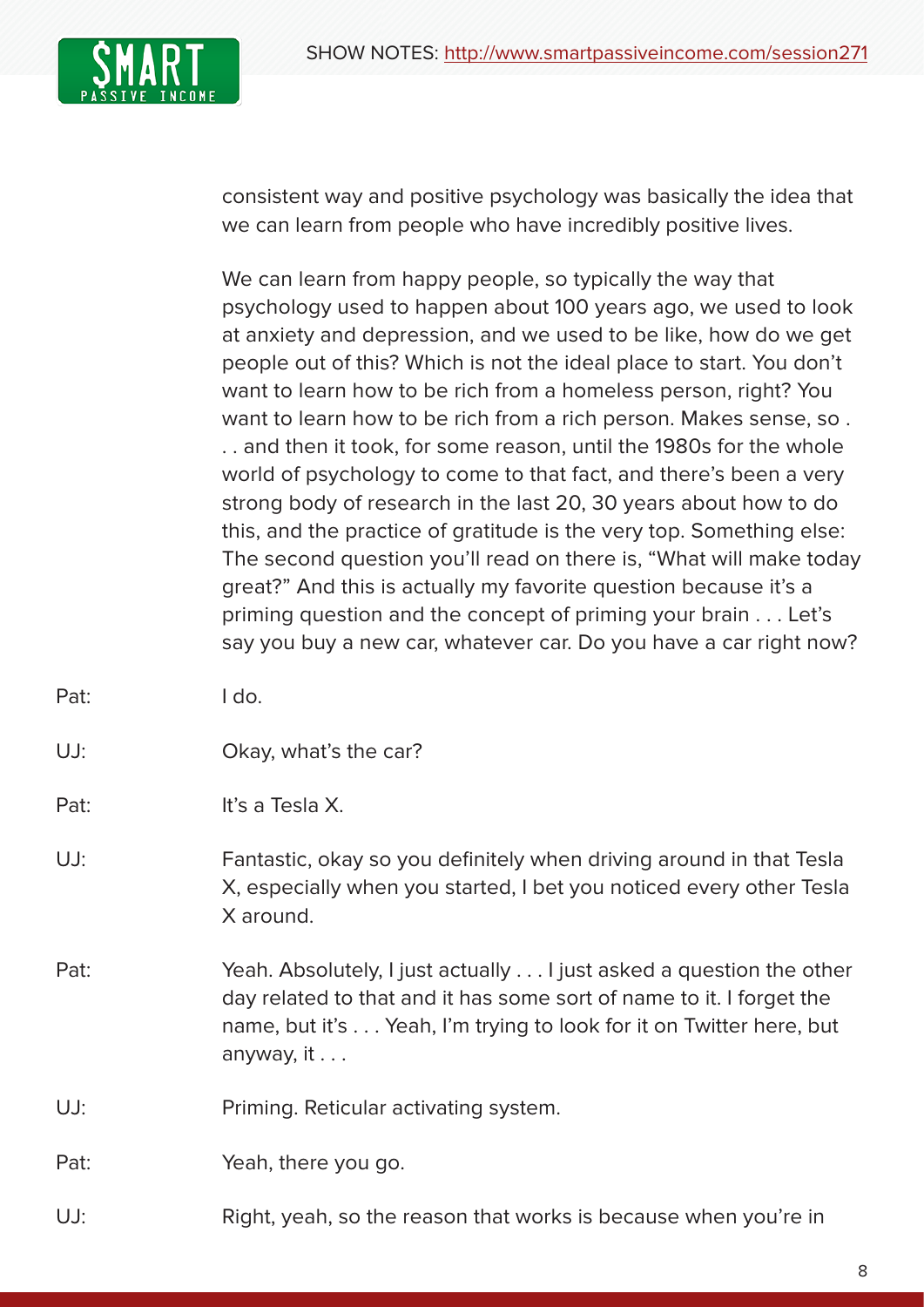consistent way and positive psychology was basically the idea that we can learn from people who have incredibly positive lives.

We can learn from happy people, so typically the way that psychology used to happen about 100 years ago, we used to look at anxiety and depression, and we used to be like, how do we get people out of this? Which is not the ideal place to start. You don't want to learn how to be rich from a homeless person, right? You want to learn how to be rich from a rich person. Makes sense, so . . . and then it took, for some reason, until the 1980s for the whole world of psychology to come to that fact, and there's been a very strong body of research in the last 20, 30 years about how to do this, and the practice of gratitude is the very top. Something else: The second question you'll read on there is, "What will make today great?" And this is actually my favorite question because it's a priming question and the concept of priming your brain . . . Let's say you buy a new car, whatever car. Do you have a car right now?

Pat: I do.

UJ: Okay, what's the car?

Pat: It's a Tesla X.

UJ: Fantastic, okay so you definitely when driving around in that Tesla X, especially when you started, I bet you noticed every other Tesla X around.

Pat: Yeah. Absolutely, I just actually . . . I just asked a question the other day related to that and it has some sort of name to it. I forget the name, but it's . . . Yeah, I'm trying to look for it on Twitter here, but anyway, it . . .

UJ: Priming. Reticular activating system.

Pat: Yeah, there you go.

UJ: Right, yeah, so the reason that works is because when you're in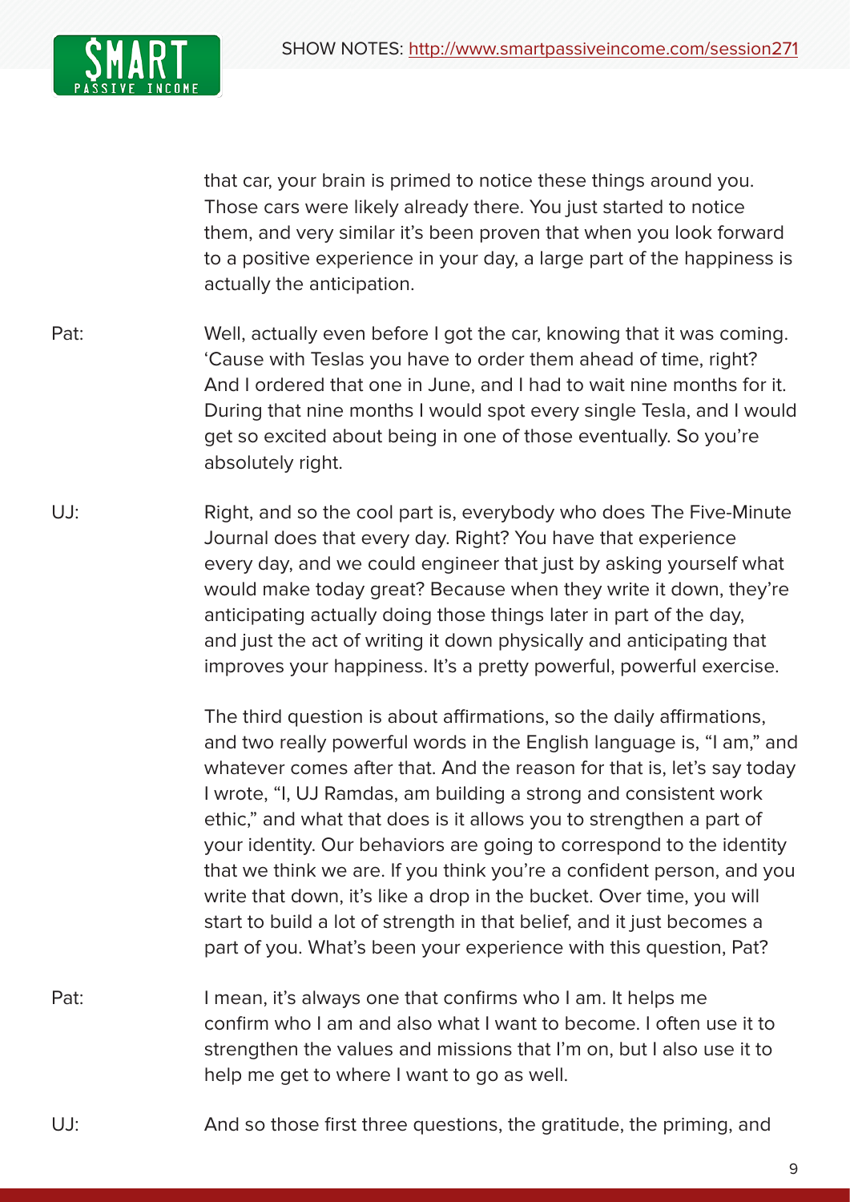that car, your brain is primed to notice these things around you. Those cars were likely already there. You just started to notice them, and very similar it's been proven that when you look forward to a positive experience in your day, a large part of the happiness is actually the anticipation.

Pat: Well, actually even before I got the car, knowing that it was coming. 'Cause with Teslas you have to order them ahead of time, right? And I ordered that one in June, and I had to wait nine months for it. During that nine months I would spot every single Tesla, and I would get so excited about being in one of those eventually. So you're absolutely right.

UJ: Right, and so the cool part is, everybody who does The Five-Minute Journal does that every day. Right? You have that experience every day, and we could engineer that just by asking yourself what would make today great? Because when they write it down, they're anticipating actually doing those things later in part of the day, and just the act of writing it down physically and anticipating that improves your happiness. It's a pretty powerful, powerful exercise.

The third question is about affirmations, so the daily affirmations, and two really powerful words in the English language is, "I am," and whatever comes after that. And the reason for that is, let's say today I wrote, "I, UJ Ramdas, am building a strong and consistent work ethic," and what that does is it allows you to strengthen a part of your identity. Our behaviors are going to correspond to the identity that we think we are. If you think you're a confident person, and you write that down, it's like a drop in the bucket. Over time, you will start to build a lot of strength in that belief, and it just becomes a part of you. What's been your experience with this question, Pat?

Pat: I mean, it's always one that confirms who I am. It helps me confirm who I am and also what I want to become. I often use it to strengthen the values and missions that I'm on, but I also use it to help me get to where I want to go as well.

UJ: And so those first three questions, the gratitude, the priming, and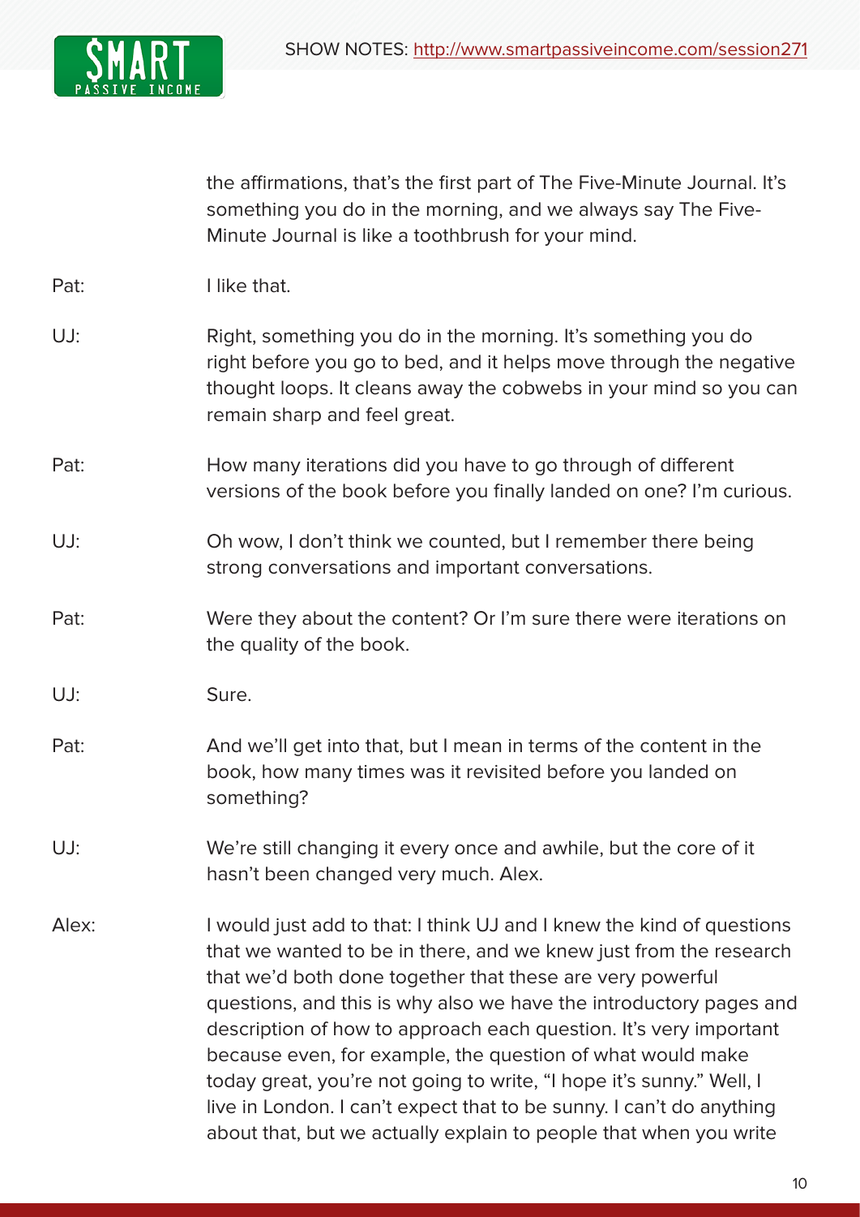the affirmations, that's the first part of The Five-Minute Journal. It's something you do in the morning, and we always say The Five-Minute Journal is like a toothbrush for your mind.

Pat: I like that.

UJ: Right, something you do in the morning. It's something you do right before you go to bed, and it helps move through the negative thought loops. It cleans away the cobwebs in your mind so you can remain sharp and feel great.

Pat: How many iterations did you have to go through of different versions of the book before you finally landed on one? I'm curious.

UJ: Oh wow, I don't think we counted, but I remember there being strong conversations and important conversations.

Pat: Were they about the content? Or I'm sure there were iterations on the quality of the book.

UJ: Sure.

Pat: And we'll get into that, but I mean in terms of the content in the book, how many times was it revisited before you landed on something?

UJ: We're still changing it every once and awhile, but the core of it hasn't been changed very much. Alex.

Alex: I would just add to that: I think UJ and I knew the kind of questions that we wanted to be in there, and we knew just from the research that we'd both done together that these are very powerful questions, and this is why also we have the introductory pages and description of how to approach each question. It's very important because even, for example, the question of what would make today great, you're not going to write, "I hope it's sunny." Well, I live in London. I can't expect that to be sunny. I can't do anything about that, but we actually explain to people that when you write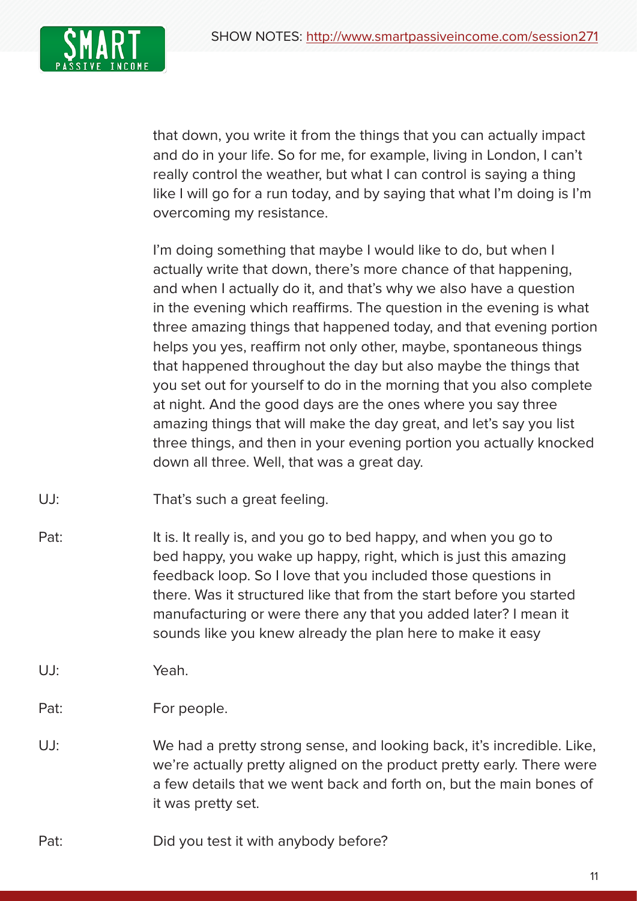that down, you write it from the things that you can actually impact and do in your life. So for me, for example, living in London, I can't really control the weather, but what I can control is saying a thing like I will go for a run today, and by saying that what I'm doing is I'm overcoming my resistance.

I'm doing something that maybe I would like to do, but when I actually write that down, there's more chance of that happening, and when I actually do it, and that's why we also have a question in the evening which reaffirms. The question in the evening is what three amazing things that happened today, and that evening portion helps you yes, reaffirm not only other, maybe, spontaneous things that happened throughout the day but also maybe the things that you set out for yourself to do in the morning that you also complete at night. And the good days are the ones where you say three amazing things that will make the day great, and let's say you list three things, and then in your evening portion you actually knocked down all three. Well, that was a great day.

UJ: That's such a great feeling.

Pat: It is. It really is, and you go to bed happy, and when you go to bed happy, you wake up happy, right, which is just this amazing feedback loop. So I love that you included those questions in there. Was it structured like that from the start before you started manufacturing or were there any that you added later? I mean it sounds like you knew already the plan here to make it easy

UJ: Yeah.

Pat: For people.

UJ: We had a pretty strong sense, and looking back, it's incredible. Like, we're actually pretty aligned on the product pretty early. There were a few details that we went back and forth on, but the main bones of it was pretty set.

Pat: Did you test it with anybody before?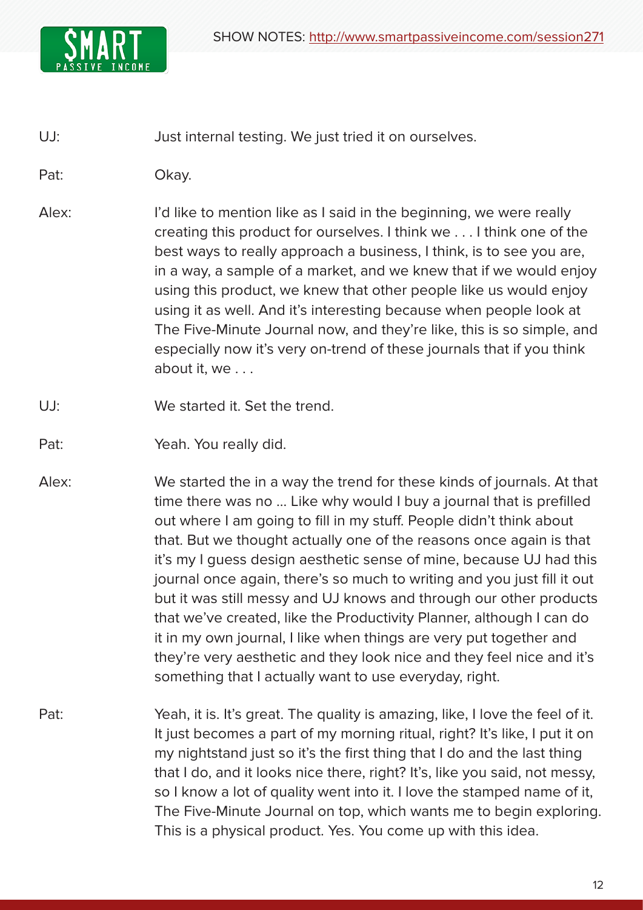UJ: Just internal testing. We just tried it on ourselves.

Pat: Okay.

Alex: I'd like to mention like as I said in the beginning, we were really creating this product for ourselves. I think we . . . I think one of the best ways to really approach a business, I think, is to see you are, in a way, a sample of a market, and we knew that if we would enjoy using this product, we knew that other people like us would enjoy using it as well. And it's interesting because when people look at The Five-Minute Journal now, and they're like, this is so simple, and especially now it's very on-trend of these journals that if you think about it, we . . .

UJ: We started it. Set the trend.

Pat: Yeah. You really did.

Alex: We started the in a way the trend for these kinds of journals. At that time there was no ... Like why would I buy a journal that is prefilled out where I am going to fill in my stuff. People didn't think about that. But we thought actually one of the reasons once again is that it's my I guess design aesthetic sense of mine, because UJ had this journal once again, there's so much to writing and you just fill it out but it was still messy and UJ knows and through our other products that we've created, like the Productivity Planner, although I can do it in my own journal, I like when things are very put together and they're very aesthetic and they look nice and they feel nice and it's something that I actually want to use everyday, right.

Pat: Yeah, it is. It's great. The quality is amazing, like, I love the feel of it. It just becomes a part of my morning ritual, right? It's like, I put it on my nightstand just so it's the first thing that I do and the last thing that I do, and it looks nice there, right? It's, like you said, not messy, so I know a lot of quality went into it. I love the stamped name of it, The Five-Minute Journal on top, which wants me to begin exploring. This is a physical product. Yes. You come up with this idea.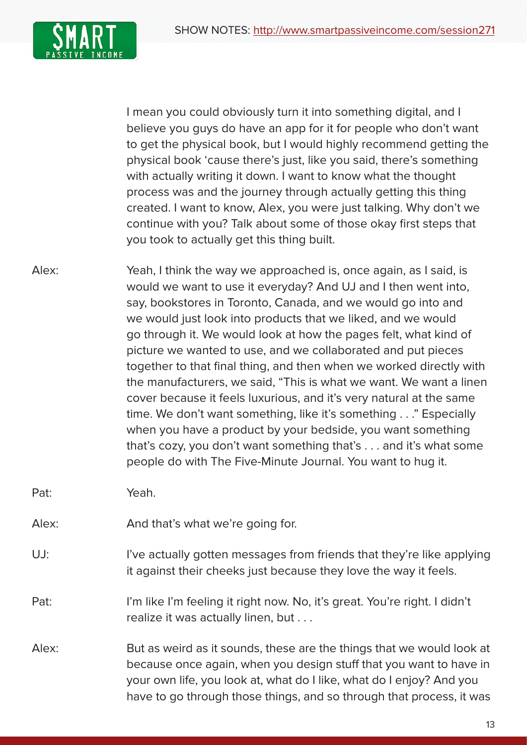I mean you could obviously turn it into something digital, and I believe you guys do have an app for it for people who don't want to get the physical book, but I would highly recommend getting the physical book 'cause there's just, like you said, there's something with actually writing it down. I want to know what the thought process was and the journey through actually getting this thing created. I want to know, Alex, you were just talking. Why don't we continue with you? Talk about some of those okay first steps that you took to actually get this thing built.

Alex: Yeah, I think the way we approached is, once again, as I said, is would we want to use it everyday? And UJ and I then went into, say, bookstores in Toronto, Canada, and we would go into and we would just look into products that we liked, and we would go through it. We would look at how the pages felt, what kind of picture we wanted to use, and we collaborated and put pieces together to that final thing, and then when we worked directly with the manufacturers, we said, "This is what we want. We want a linen cover because it feels luxurious, and it's very natural at the same time. We don't want something, like it's something . . ." Especially when you have a product by your bedside, you want something that's cozy, you don't want something that's . . . and it's what some people do with The Five-Minute Journal. You want to hug it.

Pat: Yeah.

Alex: And that's what we're going for.

UJ: I've actually gotten messages from friends that they're like applying it against their cheeks just because they love the way it feels.

Pat: I'm like I'm feeling it right now. No, it's great. You're right. I didn't realize it was actually linen, but . . .

Alex: But as weird as it sounds, these are the things that we would look at because once again, when you design stuff that you want to have in your own life, you look at, what do I like, what do I enjoy? And you have to go through those things, and so through that process, it was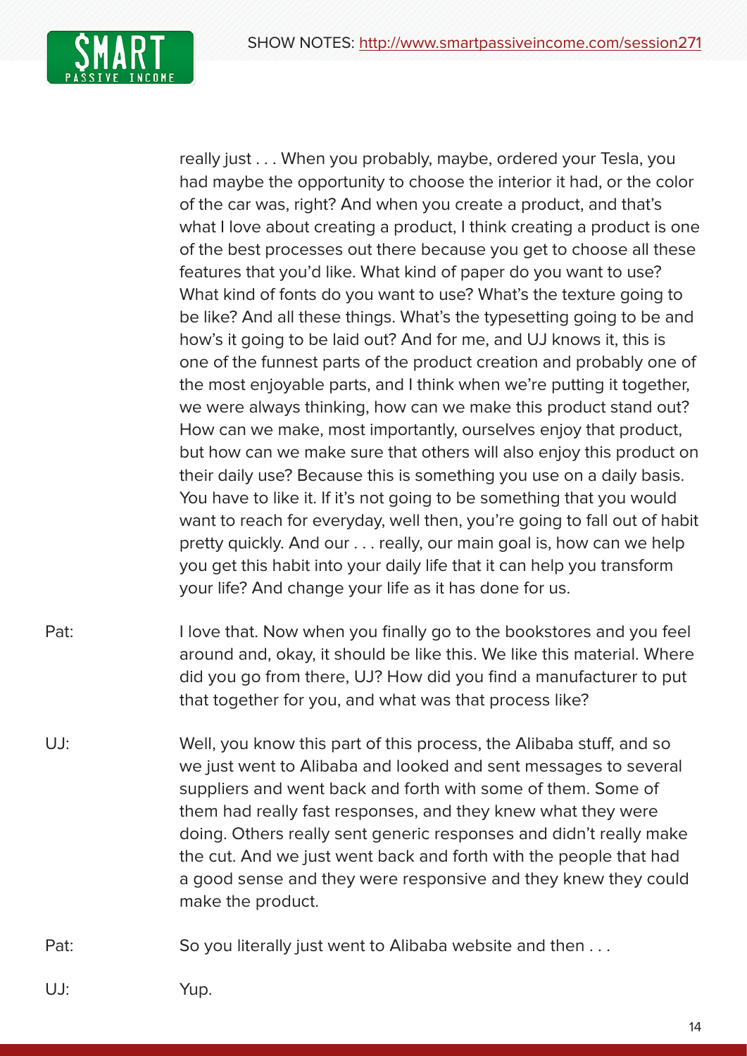really just . . . When you probably, maybe, ordered your Tesla, you had maybe the opportunity to choose the interior it had, or the color of the car was, right? And when you create a product, and that's what I love about creating a product, I think creating a product is one of the best processes out there because you get to choose all these features that you'd like. What kind of paper do you want to use? What kind of fonts do you want to use? What's the texture going to be like? And all these things. What's the typesetting going to be and how's it going to be laid out? And for me, and UJ knows it, this is one of the funnest parts of the product creation and probably one of the most enjoyable parts, and I think when we're putting it together, we were always thinking, how can we make this product stand out? How can we make, most importantly, ourselves enjoy that product, but how can we make sure that others will also enjoy this product on their daily use? Because this is something you use on a daily basis. You have to like it. If it's not going to be something that you would want to reach for everyday, well then, you're going to fall out of habit pretty quickly. And our . . . really, our main goal is, how can we help you get this habit into your daily life that it can help you transform your life? And change your life as it has done for us.

Pat: I love that. Now when you finally go to the bookstores and you feel around and, okay, it should be like this. We like this material. Where did you go from there, UJ? How did you find a manufacturer to put that together for you, and what was that process like?

UJ: Well, you know this part of this process, the Alibaba stuff, and so we just went to Alibaba and looked and sent messages to several suppliers and went back and forth with some of them. Some of them had really fast responses, and they knew what they were doing. Others really sent generic responses and didn't really make the cut. And we just went back and forth with the people that had a good sense and they were responsive and they knew they could make the product.

Pat: So you literally just went to Alibaba website and then . . .

UJ: Yup.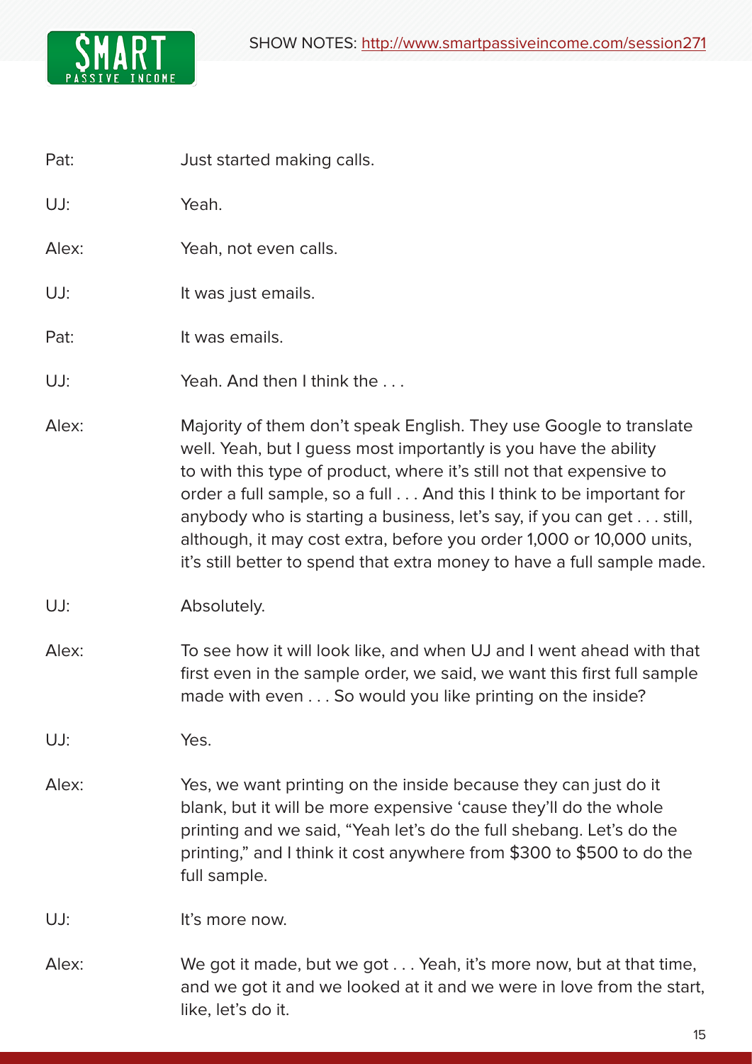Pat: Just started making calls.

UJ: Yeah.

Alex: Yeah, not even calls.

UJ: It was just emails.

Pat: It was emails.

UJ: Yeah. And then I think the . . .

Alex: Majority of them don't speak English. They use Google to translate well. Yeah, but I guess most importantly is you have the ability to with this type of product, where it's still not that expensive to order a full sample, so a full . . . And this I think to be important for anybody who is starting a business, let's say, if you can get . . . still, although, it may cost extra, before you order 1,000 or 10,000 units, it's still better to spend that extra money to have a full sample made.

UJ: Absolutely.

Alex: To see how it will look like, and when UJ and I went ahead with that first even in the sample order, we said, we want this first full sample made with even . . . So would you like printing on the inside?

UJ: Yes.

Alex: Yes, we want printing on the inside because they can just do it blank, but it will be more expensive 'cause they'll do the whole printing and we said, "Yeah let's do the full shebang. Let's do the printing," and I think it cost anywhere from $300 to $500 to do the full sample.

UJ: It's more now.

Alex: We got it made, but we got . . . Yeah, it's more now, but at that time, and we got it and we looked at it and we were in love from the start, like, let's do it.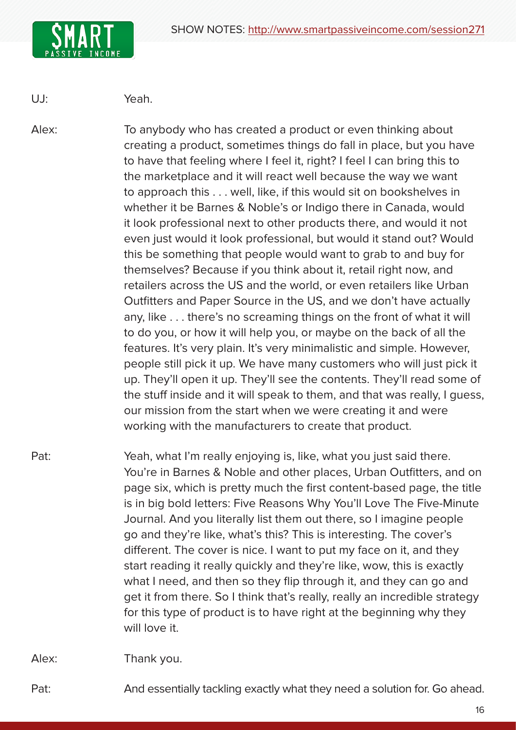UJ: Yeah.

Alex: To anybody who has created a product or even thinking about creating a product, sometimes things do fall in place, but you have to have that feeling where I feel it, right? I feel I can bring this to the marketplace and it will react well because the way we want to approach this . . . well, like, if this would sit on bookshelves in whether it be Barnes & Noble's or Indigo there in Canada, would it look professional next to other products there, and would it not even just would it look professional, but would it stand out? Would this be something that people would want to grab to and buy for themselves? Because if you think about it, retail right now, and retailers across the US and the world, or even retailers like Urban Outfitters and Paper Source in the US, and we don't have actually any, like . . . there's no screaming things on the front of what it will to do you, or how it will help you, or maybe on the back of all the features. It's very plain. It's very minimalistic and simple. However, people still pick it up. We have many customers who will just pick it up. They'll open it up. They'll see the contents. They'll read some of the stuff inside and it will speak to them, and that was really, I guess, our mission from the start when we were creating it and were working with the manufacturers to create that product.

Pat: Yeah, what I'm really enjoying is, like, what you just said there. You're in Barnes & Noble and other places, Urban Outfitters, and on page six, which is pretty much the first content-based page, the title is in big bold letters: Five Reasons Why You'll Love The Five-Minute Journal. And you literally list them out there, so I imagine people go and they're like, what's this? This is interesting. The cover's different. The cover is nice. I want to put my face on it, and they start reading it really quickly and they're like, wow, this is exactly what I need, and then so they flip through it, and they can go and get it from there. So I think that's really, really an incredible strategy for this type of product is to have right at the beginning why they will love it.

Alex: Thank you.

Pat: And essentially tackling exactly what they need a solution for. Go ahead.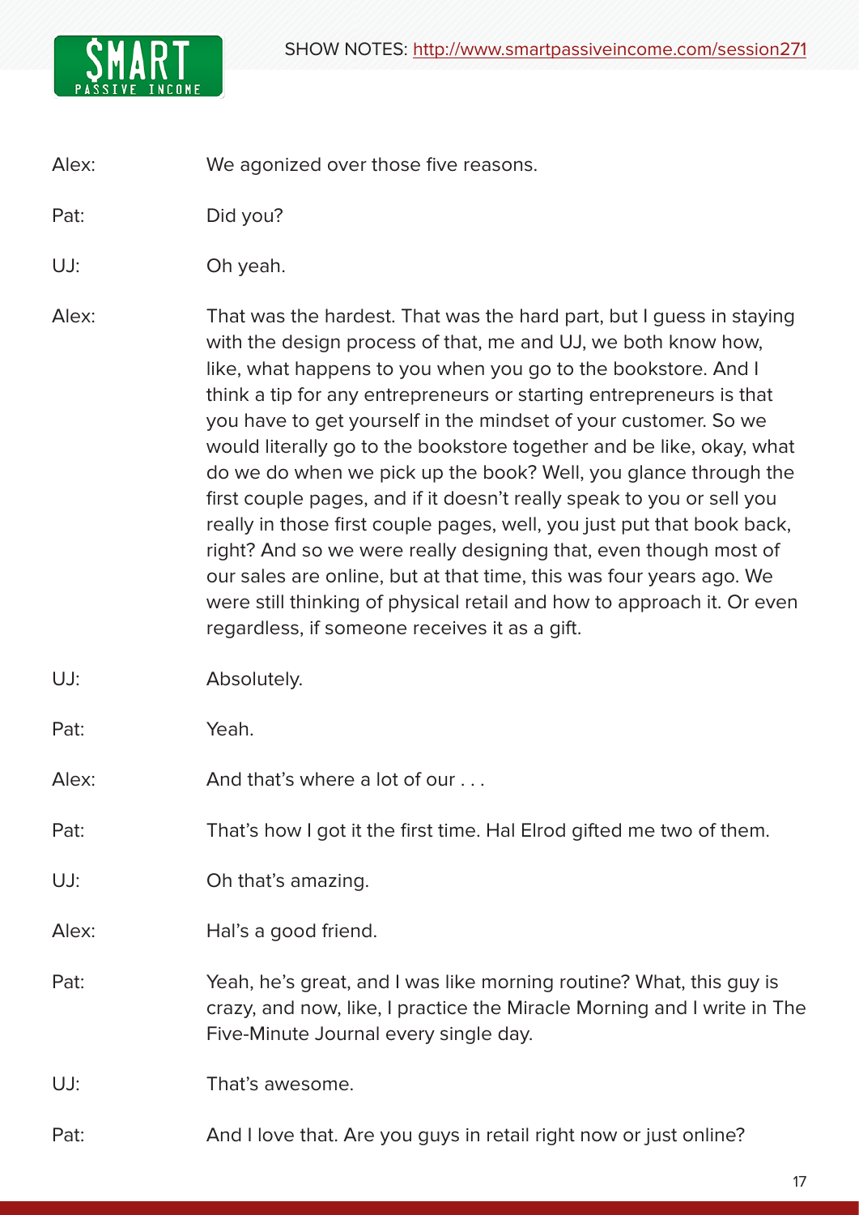Alex: We agonized over those five reasons.

Pat: Did you?

UJ: Oh yeah.

Alex: That was the hardest. That was the hard part, but I guess in staying with the design process of that, me and UJ, we both know how, like, what happens to you when you go to the bookstore. And I think a tip for any entrepreneurs or starting entrepreneurs is that you have to get yourself in the mindset of your customer. So we would literally go to the bookstore together and be like, okay, what do we do when we pick up the book? Well, you glance through the first couple pages, and if it doesn't really speak to you or sell you really in those first couple pages, well, you just put that book back, right? And so we were really designing that, even though most of our sales are online, but at that time, this was four years ago. We were still thinking of physical retail and how to approach it. Or even regardless, if someone receives it as a gift.

UJ: Absolutely.

Pat: Yeah.

Alex: And that's where a lot of our . . .

Pat: That's how I got it the first time. Hal Elrod gifted me two of them.

UJ: Oh that's amazing.

Alex: Hal's a good friend.

Pat: Yeah, he's great, and I was like morning routine? What, this guy is crazy, and now, like, I practice the Miracle Morning and I write in The Five-Minute Journal every single day.

UJ: That's awesome.

Pat: And I love that. Are you guys in retail right now or just online?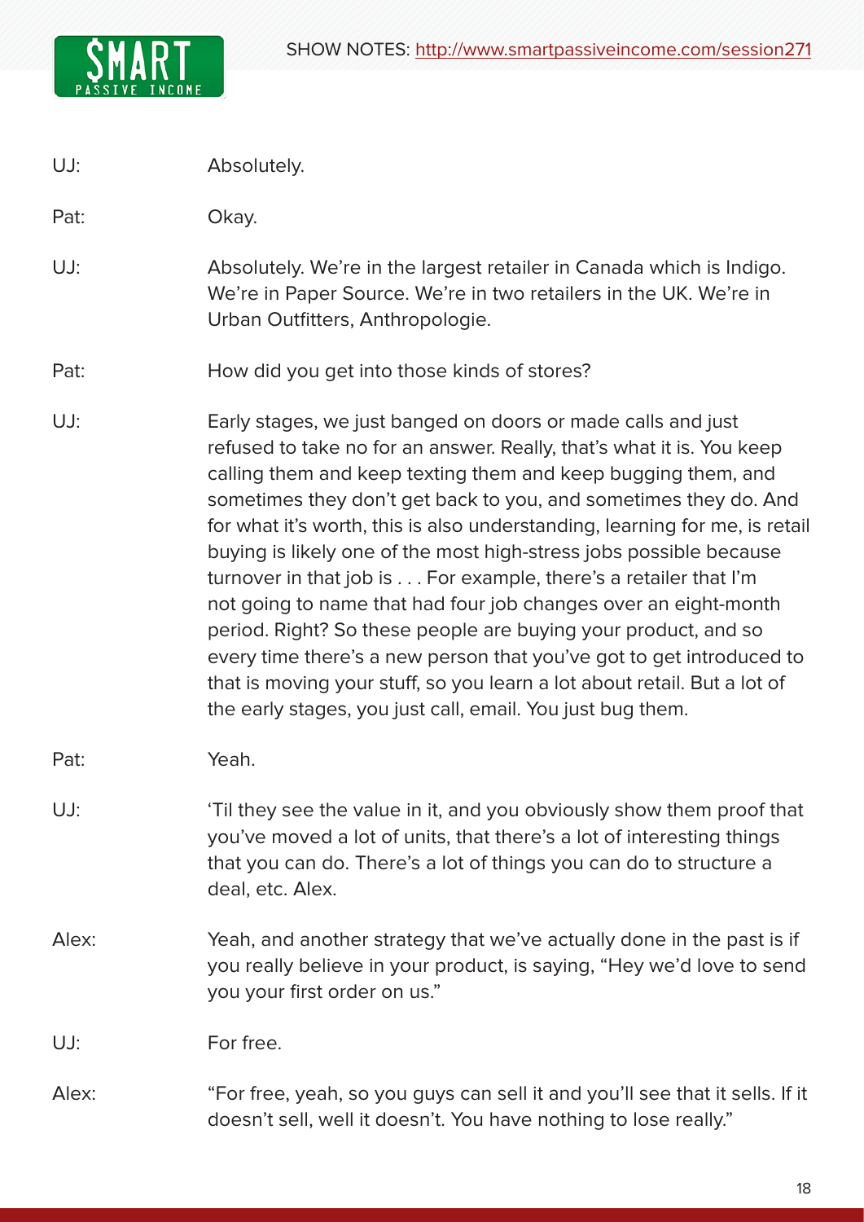UJ: Absolutely.

Pat: Okay.

UJ: Absolutely. We're in the largest retailer in Canada which is Indigo. We're in Paper Source. We're in two retailers in the UK. We're in Urban Outfitters, Anthropologie.

Pat: How did you get into those kinds of stores?

UJ: Early stages, we just banged on doors or made calls and just refused to take no for an answer. Really, that's what it is. You keep calling them and keep texting them and keep bugging them, and sometimes they don't get back to you, and sometimes they do. And for what it's worth, this is also understanding, learning for me, is retail buying is likely one of the most high-stress jobs possible because turnover in that job is . . . For example, there's a retailer that I'm not going to name that had four job changes over an eight-month period. Right? So these people are buying your product, and so every time there's a new person that you've got to get introduced to that is moving your stuff, so you learn a lot about retail. But a lot of the early stages, you just call, email. You just bug them.

Pat: Yeah.

UJ: 'Til they see the value in it, and you obviously show them proof that you've moved a lot of units, that there's a lot of interesting things that you can do. There's a lot of things you can do to structure a deal, etc. Alex.

Alex: Yeah, and another strategy that we've actually done in the past is if you really believe in your product, is saying, "Hey we'd love to send you your first order on us."

UJ: For free.

Alex: "For free, yeah, so you guys can sell it and you'll see that it sells. If it doesn't sell, well it doesn't. You have nothing to lose really."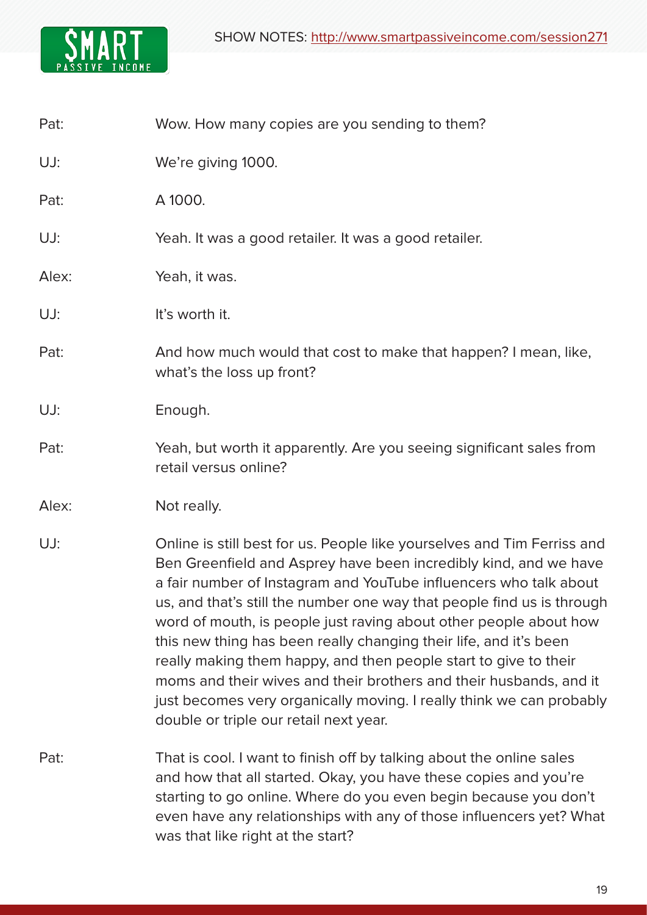Pat: Wow. How many copies are you sending to them?

UJ: We're giving 1000.

Pat: A 1000.

UJ: Yeah. It was a good retailer. It was a good retailer.

Alex: Yeah, it was.

UJ: It's worth it.

Pat: And how much would that cost to make that happen? I mean, like, what's the loss up front?

UJ: Enough.

Pat: Yeah, but worth it apparently. Are you seeing significant sales from retail versus online?

Alex: Not really.

UJ: Online is still best for us. People like yourselves and Tim Ferriss and Ben Greenfield and Asprey have been incredibly kind, and we have a fair number of Instagram and YouTube influencers who talk about us, and that's still the number one way that people find us is through word of mouth, is people just raving about other people about how this new thing has been really changing their life, and it's been really making them happy, and then people start to give to their moms and their wives and their brothers and their husbands, and it just becomes very organically moving. I really think we can probably double or triple our retail next year.

Pat: That is cool. I want to finish off by talking about the online sales and how that all started. Okay, you have these copies and you're starting to go online. Where do you even begin because you don't even have any relationships with any of those influencers yet? What was that like right at the start?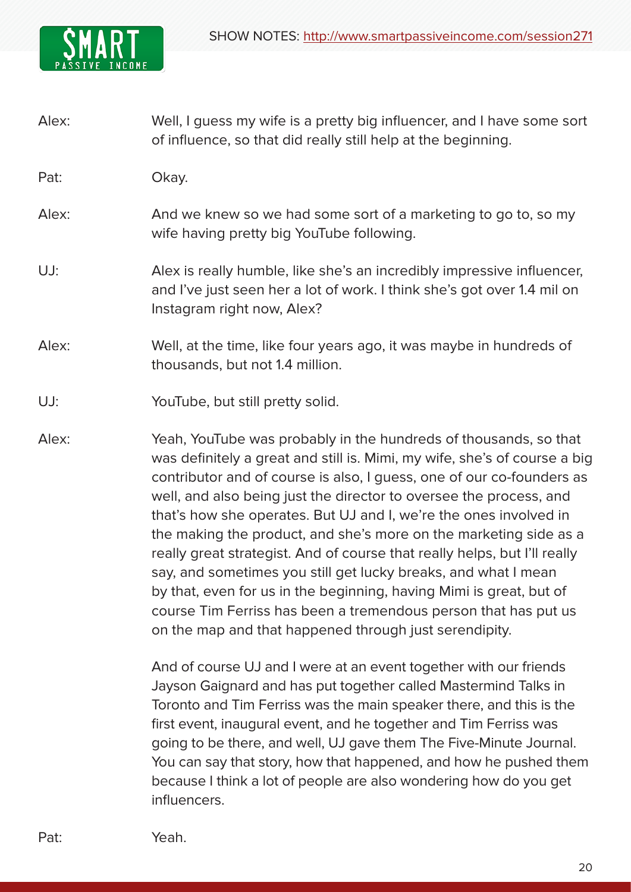Alex: Well, I guess my wife is a pretty big influencer, and I have some sort of influence, so that did really still help at the beginning.

Pat: Okay.

Alex: And we knew so we had some sort of a marketing to go to, so my wife having pretty big YouTube following.

UJ: Alex is really humble, like she's an incredibly impressive influencer, and I've just seen her a lot of work. I think she's got over 1.4 mil on Instagram right now, Alex?

Alex: Well, at the time, like four years ago, it was maybe in hundreds of thousands, but not 1.4 million.

UJ: YouTube, but still pretty solid.

Alex: Yeah, YouTube was probably in the hundreds of thousands, so that was definitely a great and still is. Mimi, my wife, she's of course a big contributor and of course is also, I guess, one of our co-founders as well, and also being just the director to oversee the process, and that's how she operates. But UJ and I, we're the ones involved in the making the product, and she's more on the marketing side as a really great strategist. And of course that really helps, but I'll really say, and sometimes you still get lucky breaks, and what I mean by that, even for us in the beginning, having Mimi is great, but of course Tim Ferriss has been a tremendous person that has put us on the map and that happened through just serendipity.

And of course UJ and I were at an event together with our friends Jayson Gaignard and has put together called Mastermind Talks in Toronto and Tim Ferriss was the main speaker there, and this is the first event, inaugural event, and he together and Tim Ferriss was going to be there, and well, UJ gave them The Five-Minute Journal. You can say that story, how that happened, and how he pushed them because I think a lot of people are also wondering how do you get influencers.

Pat: Yeah.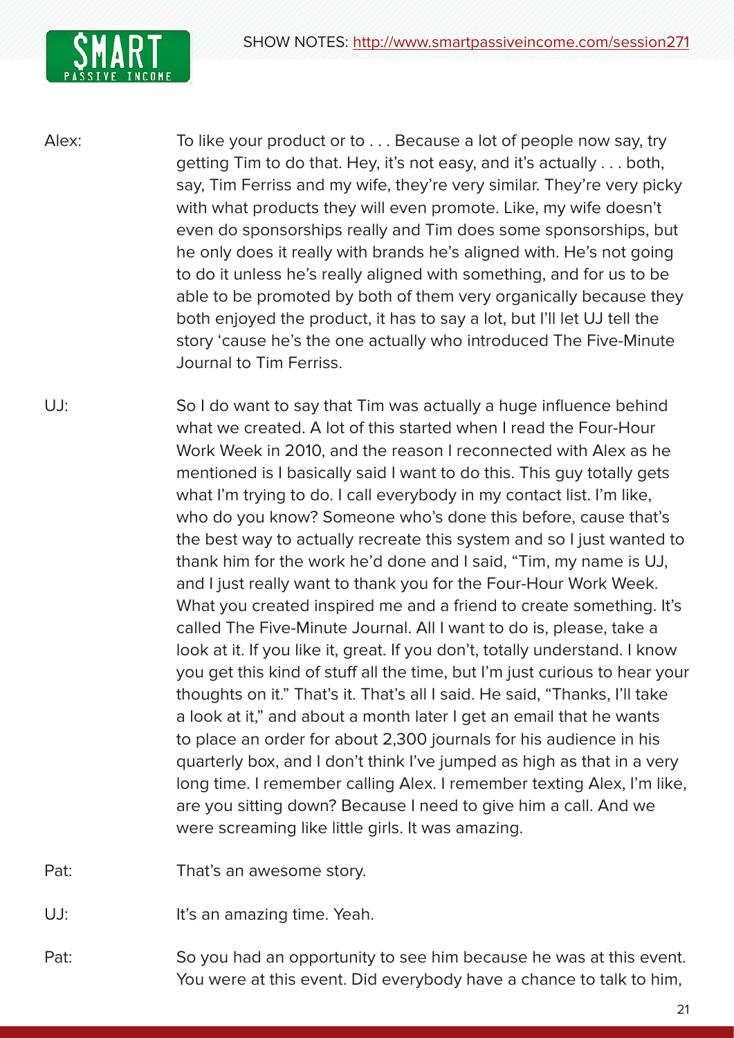Alex: To like your product or to . . . Because a lot of people now say, try getting Tim to do that. Hey, it's not easy, and it's actually . . . both, say, Tim Ferriss and my wife, they're very similar. They're very picky with what products they will even promote. Like, my wife doesn't even do sponsorships really and Tim does some sponsorships, but he only does it really with brands he's aligned with. He's not going to do it unless he's really aligned with something, and for us to be able to be promoted by both of them very organically because they both enjoyed the product, it has to say a lot, but I'll let UJ tell the story 'cause he's the one actually who introduced The Five-Minute Journal to Tim Ferriss.

UJ: So I do want to say that Tim was actually a huge influence behind what we created. A lot of this started when I read the Four-Hour Work Week in 2010, and the reason I reconnected with Alex as he mentioned is I basically said I want to do this. This guy totally gets what I'm trying to do. I call everybody in my contact list. I'm like, who do you know? Someone who's done this before, cause that's the best way to actually recreate this system and so I just wanted to thank him for the work he'd done and I said, "Tim, my name is UJ, and I just really want to thank you for the Four-Hour Work Week. What you created inspired me and a friend to create something. It's called The Five-Minute Journal. All I want to do is, please, take a look at it. If you like it, great. If you don't, totally understand. I know you get this kind of stuff all the time, but I'm just curious to hear your thoughts on it." That's it. That's all I said. He said, "Thanks, I'll take a look at it," and about a month later I get an email that he wants to place an order for about 2,300 journals for his audience in his quarterly box, and I don't think I've jumped as high as that in a very long time. I remember calling Alex. I remember texting Alex, I'm like, are you sitting down? Because I need to give him a call. And we were screaming like little girls. It was amazing.

Pat: That's an awesome story.

UJ: It's an amazing time. Yeah.

Pat: So you had an opportunity to see him because he was at this event. You were at this event. Did everybody have a chance to talk to him,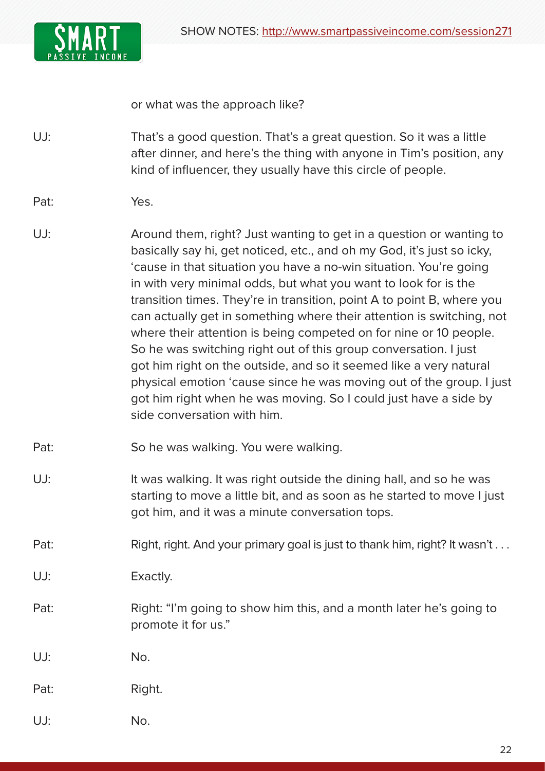or what was the approach like?

UJ: That's a good question. That's a great question. So it was a little after dinner, and here's the thing with anyone in Tim's position, any kind of influencer, they usually have this circle of people.

Pat: Yes.

UJ: Around them, right? Just wanting to get in a question or wanting to basically say hi, get noticed, etc., and oh my God, it's just so icky, 'cause in that situation you have a no-win situation. You're going in with very minimal odds, but what you want to look for is the transition times. They're in transition, point A to point B, where you can actually get in something where their attention is switching, not where their attention is being competed on for nine or 10 people. So he was switching right out of this group conversation. I just got him right on the outside, and so it seemed like a very natural physical emotion 'cause since he was moving out of the group. I just got him right when he was moving. So I could just have a side by side conversation with him.

Pat: So he was walking. You were walking.

UJ: It was walking. It was right outside the dining hall, and so he was starting to move a little bit, and as soon as he started to move I just got him, and it was a minute conversation tops.

Pat: Right, right. And your primary goal is just to thank him, right? It wasn't . . .

UJ: Exactly.

Pat: Right: "I'm going to show him this, and a month later he's going to promote it for us."

UJ: No.

Pat: Right.

UJ: No.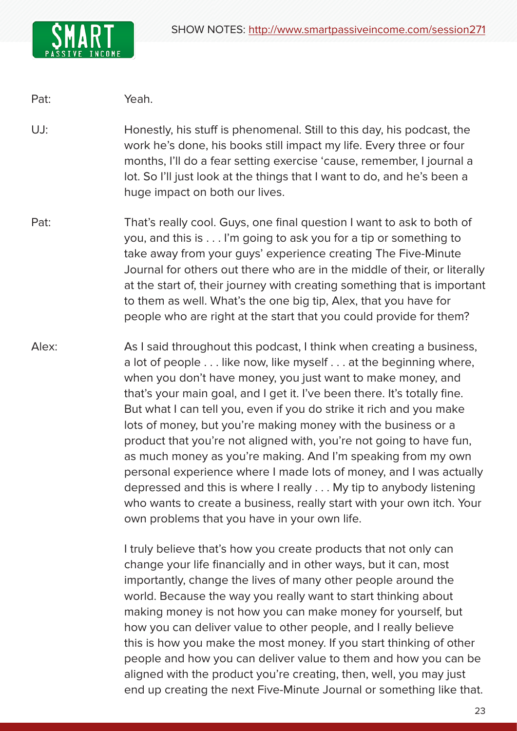Pat: Yeah.

UJ: Honestly, his stuff is phenomenal. Still to this day, his podcast, the work he's done, his books still impact my life. Every three or four months, I'll do a fear setting exercise 'cause, remember, I journal a lot. So I'll just look at the things that I want to do, and he's been a huge impact on both our lives.

Pat: That's really cool. Guys, one final question I want to ask to both of you, and this is . . . I'm going to ask you for a tip or something to take away from your guys' experience creating The Five-Minute Journal for others out there who are in the middle of their, or literally at the start of, their journey with creating something that is important to them as well. What's the one big tip, Alex, that you have for people who are right at the start that you could provide for them?

Alex: As I said throughout this podcast, I think when creating a business, a lot of people . . . like now, like myself . . . at the beginning where, when you don't have money, you just want to make money, and that's your main goal, and I get it. I've been there. It's totally fine. But what I can tell you, even if you do strike it rich and you make lots of money, but you're making money with the business or a product that you're not aligned with, you're not going to have fun, as much money as you're making. And I'm speaking from my own personal experience where I made lots of money, and I was actually depressed and this is where I really . . . My tip to anybody listening who wants to create a business, really start with your own itch. Your own problems that you have in your own life.

I truly believe that's how you create products that not only can change your life financially and in other ways, but it can, most importantly, change the lives of many other people around the world. Because the way you really want to start thinking about making money is not how you can make money for yourself, but how you can deliver value to other people, and I really believe this is how you make the most money. If you start thinking of other people and how you can deliver value to them and how you can be aligned with the product you're creating, then, well, you may just end up creating the next Five-Minute Journal or something like that.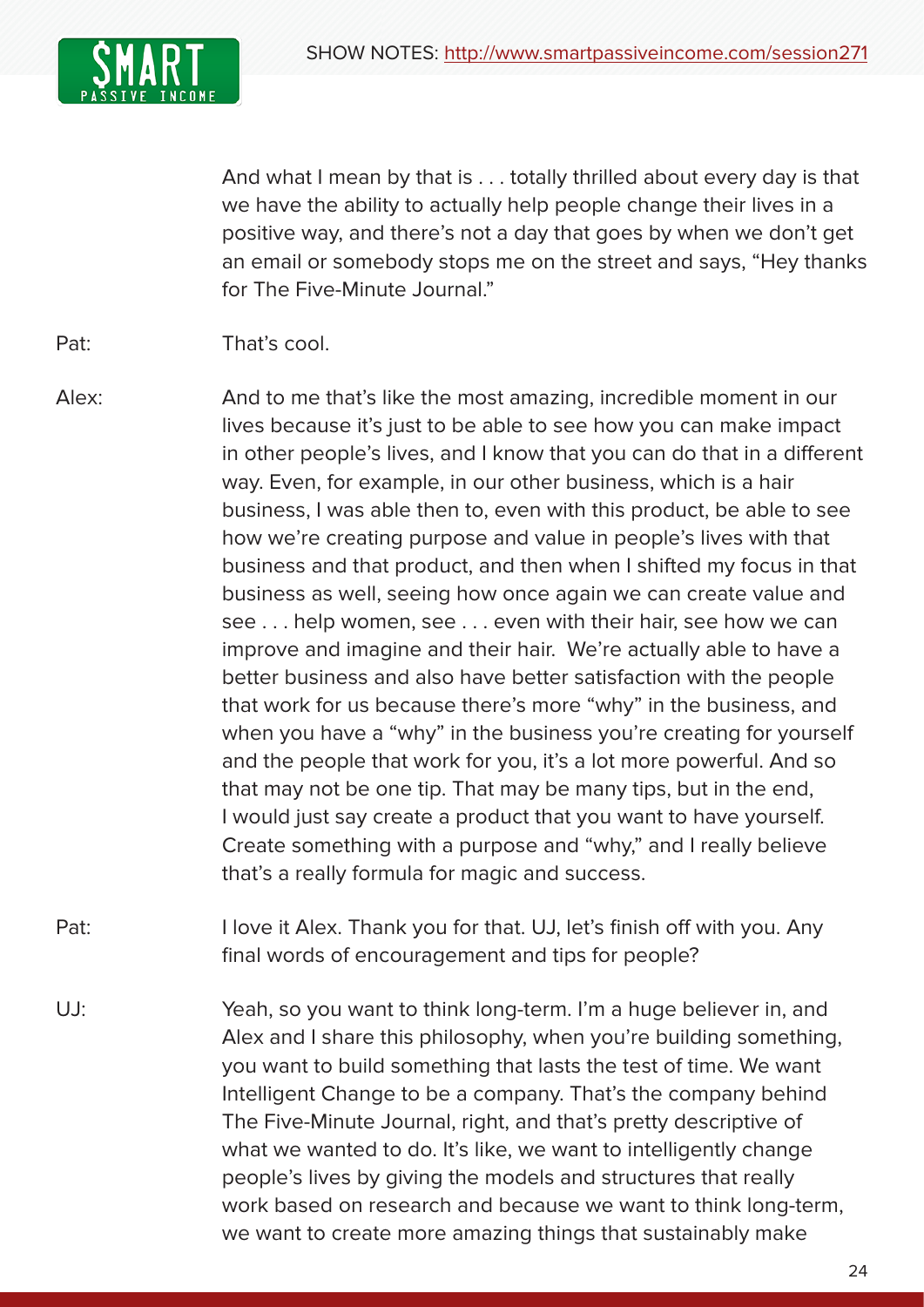And what I mean by that is . . . totally thrilled about every day is that we have the ability to actually help people change their lives in a positive way, and there's not a day that goes by when we don't get an email or somebody stops me on the street and says, "Hey thanks for The Five-Minute Journal."

Pat: That's cool.

Alex: And to me that's like the most amazing, incredible moment in our lives because it's just to be able to see how you can make impact in other people's lives, and I know that you can do that in a different way. Even, for example, in our other business, which is a hair business, I was able then to, even with this product, be able to see how we're creating purpose and value in people's lives with that business and that product, and then when I shifted my focus in that business as well, seeing how once again we can create value and see . . . help women, see . . . even with their hair, see how we can improve and imagine and their hair. We're actually able to have a better business and also have better satisfaction with the people that work for us because there's more "why" in the business, and when you have a "why" in the business you're creating for yourself and the people that work for you, it's a lot more powerful. And so that may not be one tip. That may be many tips, but in the end, I would just say create a product that you want to have yourself. Create something with a purpose and "why," and I really believe that's a really formula for magic and success.

Pat: I love it Alex. Thank you for that. UJ, let's finish off with you. Any final words of encouragement and tips for people?

UJ: Yeah, so you want to think long-term. I'm a huge believer in, and Alex and I share this philosophy, when you're building something, you want to build something that lasts the test of time. We want Intelligent Change to be a company. That's the company behind The Five-Minute Journal, right, and that's pretty descriptive of what we wanted to do. It's like, we want to intelligently change people's lives by giving the models and structures that really work based on research and because we want to think long-term, we want to create more amazing things that sustainably make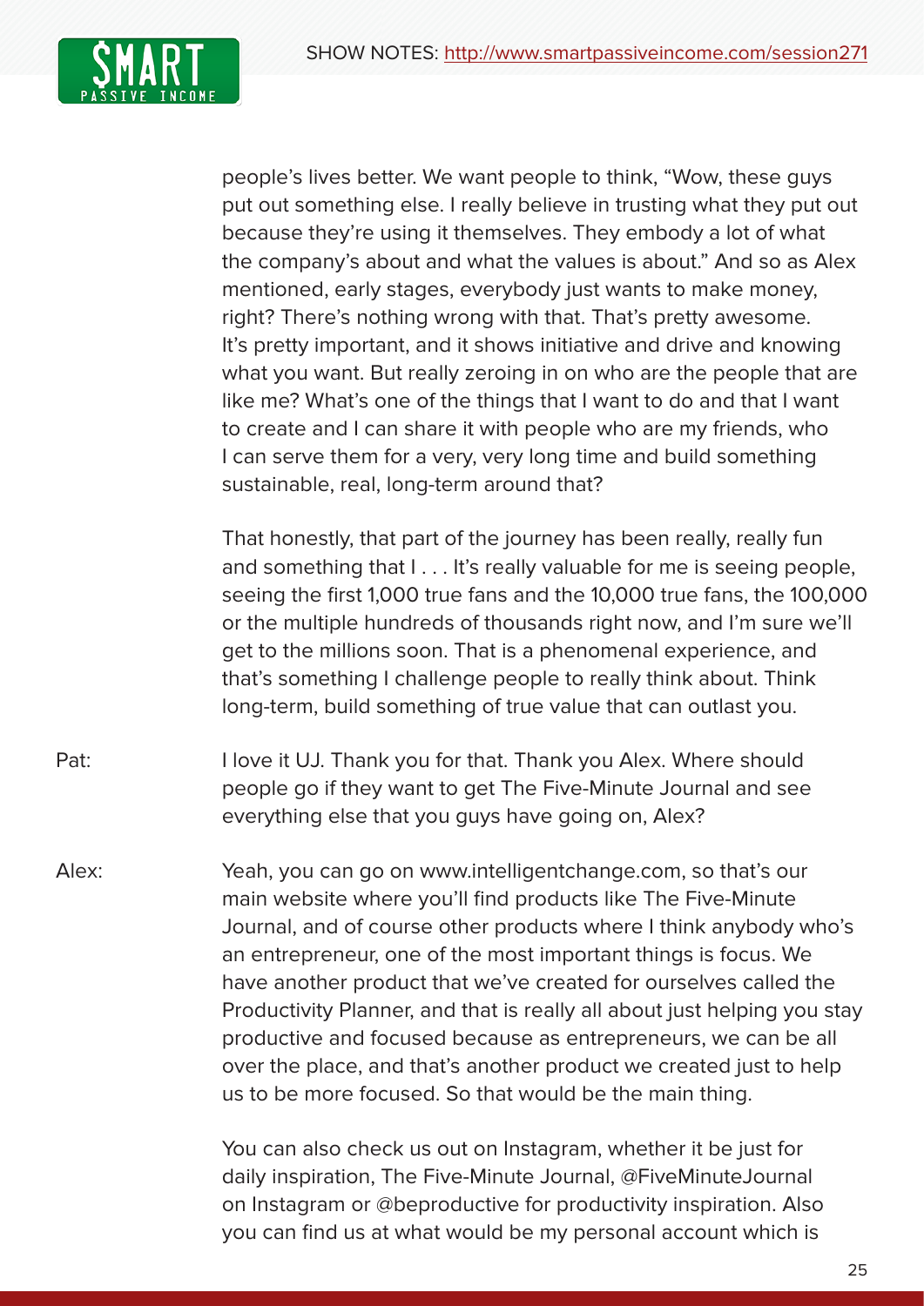people's lives better. We want people to think, "Wow, these guys put out something else. I really believe in trusting what they put out because they're using it themselves. They embody a lot of what the company's about and what the values is about." And so as Alex mentioned, early stages, everybody just wants to make money, right? There's nothing wrong with that. That's pretty awesome. It's pretty important, and it shows initiative and drive and knowing what you want. But really zeroing in on who are the people that are like me? What's one of the things that I want to do and that I want to create and I can share it with people who are my friends, who I can serve them for a very, very long time and build something sustainable, real, long-term around that?

That honestly, that part of the journey has been really, really fun and something that I . . . It's really valuable for me is seeing people, seeing the first 1,000 true fans and the 10,000 true fans, the 100,000 or the multiple hundreds of thousands right now, and I'm sure we'll get to the millions soon. That is a phenomenal experience, and that's something I challenge people to really think about. Think long-term, build something of true value that can outlast you.

Pat: I love it UJ. Thank you for that. Thank you Alex. Where should people go if they want to get The Five-Minute Journal and see everything else that you guys have going on, Alex?

Alex: Yeah, you can go on www.intelligentchange.com, so that's our main website where you'll find products like The Five-Minute Journal, and of course other products where I think anybody who's an entrepreneur, one of the most important things is focus. We have another product that we've created for ourselves called the Productivity Planner, and that is really all about just helping you stay productive and focused because as entrepreneurs, we can be all over the place, and that's another product we created just to help us to be more focused. So that would be the main thing.

You can also check us out on Instagram, whether it be just for daily inspiration, The Five-Minute Journal, @FiveMinuteJournal on Instagram or @beproductive for productivity inspiration. Also you can find us at what would be my personal account which is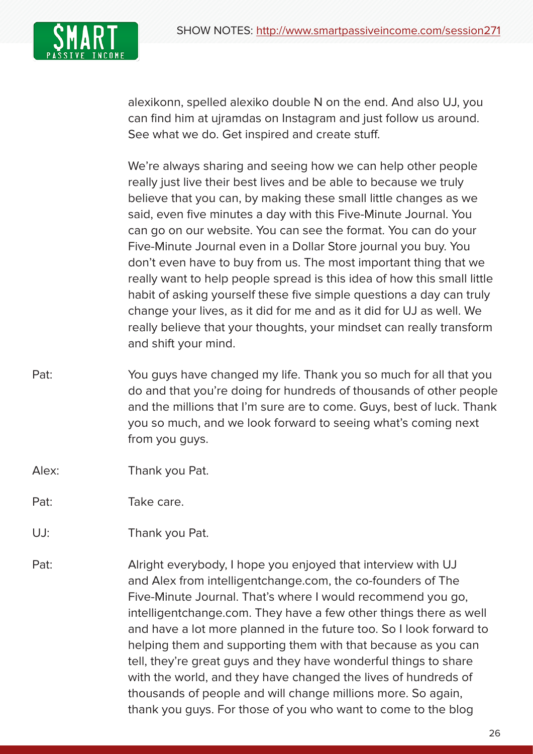alexikonn, spelled alexiko double N on the end. And also UJ, you can find him at ujramdas on Instagram and just follow us around. See what we do. Get inspired and create stuff.

We're always sharing and seeing how we can help other people really just live their best lives and be able to because we truly believe that you can, by making these small little changes as we said, even five minutes a day with this Five-Minute Journal. You can go on our website. You can see the format. You can do your Five-Minute Journal even in a Dollar Store journal you buy. You don't even have to buy from us. The most important thing that we really want to help people spread is this idea of how this small little habit of asking yourself these five simple questions a day can truly change your lives, as it did for me and as it did for UJ as well. We really believe that your thoughts, your mindset can really transform and shift your mind.

Pat: You guys have changed my life. Thank you so much for all that you do and that you're doing for hundreds of thousands of other people and the millions that I'm sure are to come. Guys, best of luck. Thank you so much, and we look forward to seeing what's coming next from you guys.

Alex: Thank you Pat.

Pat: Take care.

UJ: Thank you Pat.

Pat: Alright everybody, I hope you enjoyed that interview with UJ and Alex from intelligentchange.com, the co-founders of The Five-Minute Journal. That's where I would recommend you go, intelligentchange.com. They have a few other things there as well and have a lot more planned in the future too. So I look forward to helping them and supporting them with that because as you can tell, they're great guys and they have wonderful things to share with the world, and they have changed the lives of hundreds of thousands of people and will change millions more. So again, thank you guys. For those of you who want to come to the blog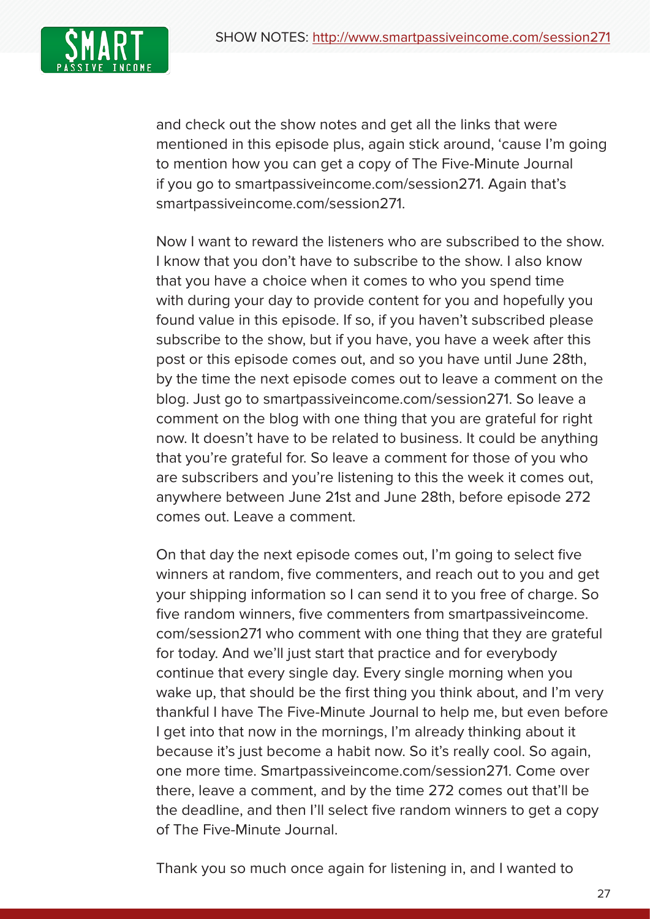and check out the show notes and get all the links that were mentioned in this episode plus, again stick around, 'cause I'm going to mention how you can get a copy of The Five-Minute Journal if you go to smartpassiveincome.com/session271. Again that's smartpassiveincome.com/session271.

Now I want to reward the listeners who are subscribed to the show. I know that you don't have to subscribe to the show. I also know that you have a choice when it comes to who you spend time with during your day to provide content for you and hopefully you found value in this episode. If so, if you haven't subscribed please subscribe to the show, but if you have, you have a week after this post or this episode comes out, and so you have until June 28th, by the time the next episode comes out to leave a comment on the blog. Just go to smartpassiveincome.com/session271. So leave a comment on the blog with one thing that you are grateful for right now. It doesn't have to be related to business. It could be anything that you're grateful for. So leave a comment for those of you who are subscribers and you're listening to this the week it comes out, anywhere between June 21st and June 28th, before episode 272 comes out. Leave a comment.

On that day the next episode comes out, I'm going to select five winners at random, five commenters, and reach out to you and get your shipping information so I can send it to you free of charge. So five random winners, five commenters from smartpassiveincome.com/session271 who comment with one thing that they are grateful for today. And we'll just start that practice and for everybody continue that every single day. Every single morning when you wake up, that should be the first thing you think about, and I'm very thankful I have The Five-Minute Journal to help me, but even before I get into that now in the mornings, I'm already thinking about it because it's just become a habit now. So it's really cool. So again, one more time. Smartpassiveincome.com/session271. Come over there, leave a comment, and by the time 272 comes out that'll be the deadline, and then I'll select five random winners to get a copy of The Five-Minute Journal.

Thank you so much once again for listening in, and I wanted to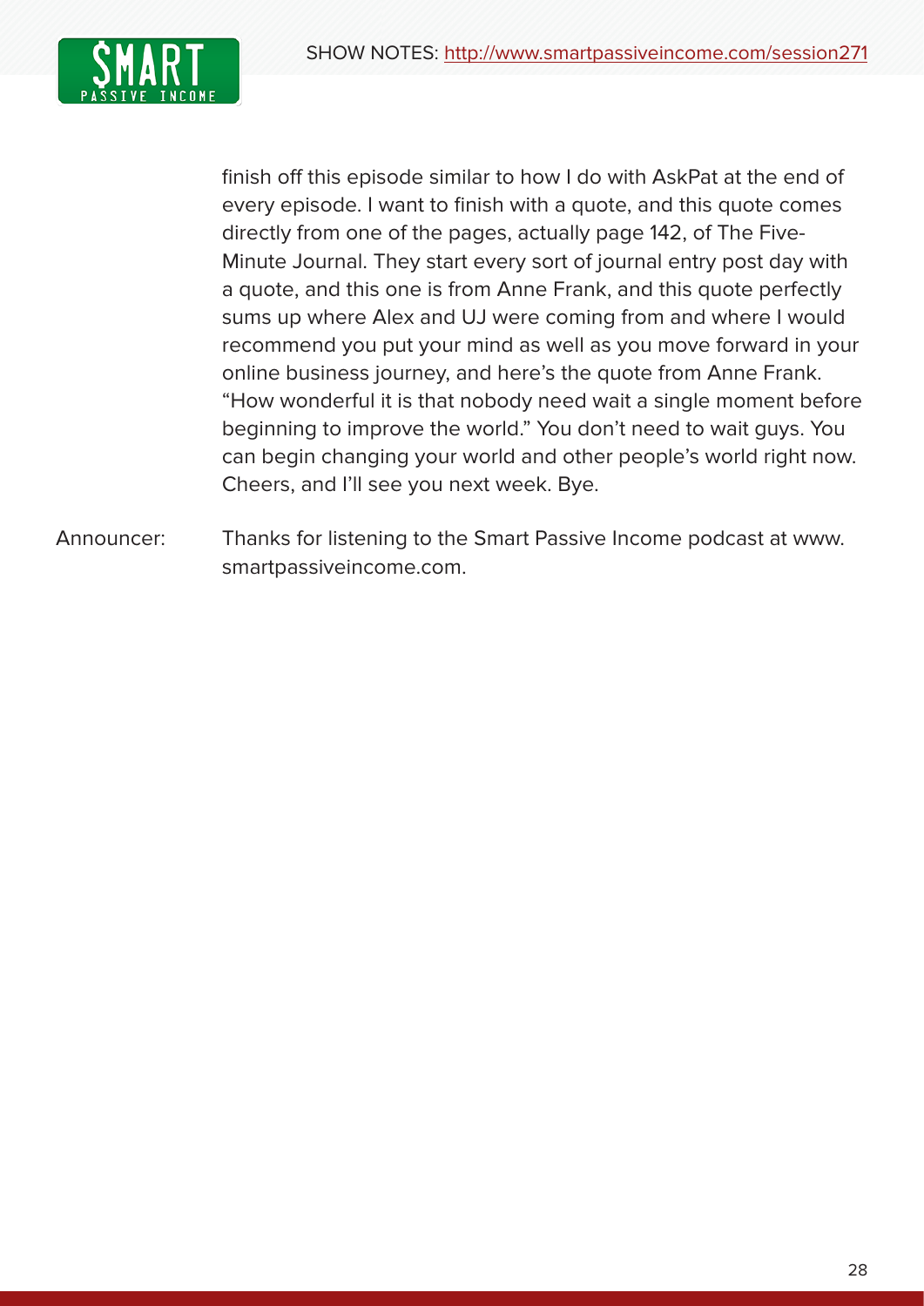finish off this episode similar to how I do with AskPat at the end of every episode. I want to finish with a quote, and this quote comes directly from one of the pages, actually page 142, of The Five-Minute Journal. They start every sort of journal entry post day with a quote, and this one is from Anne Frank, and this quote perfectly sums up where Alex and UJ were coming from and where I would recommend you put your mind as well as you move forward in your online business journey, and here's the quote from Anne Frank. "How wonderful it is that nobody need wait a single moment before beginning to improve the world." You don't need to wait guys. You can begin changing your world and other people's world right now. Cheers, and I'll see you next week. Bye.

Announcer: Thanks for listening to the Smart Passive Income podcast at www.smartpassiveincome.com.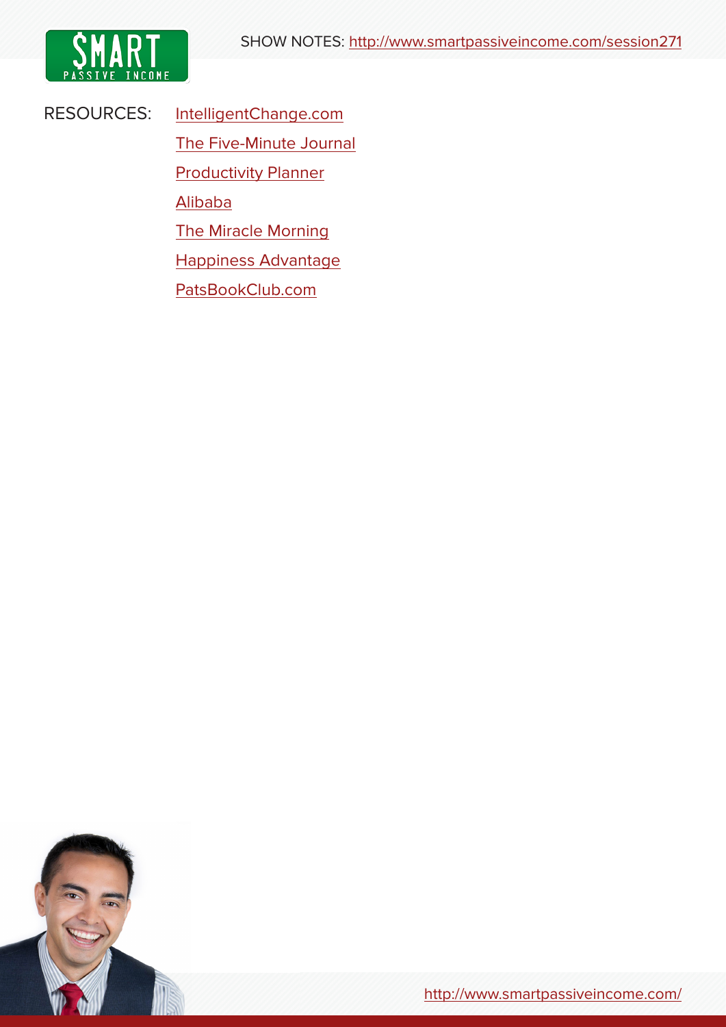RESOURCES:

- IntelligentChange.com
- The Five-Minute Journal
- Productivity Planner
- Alibaba
- The Miracle Morning
- Happiness Advantage
- PatsBookClub.com